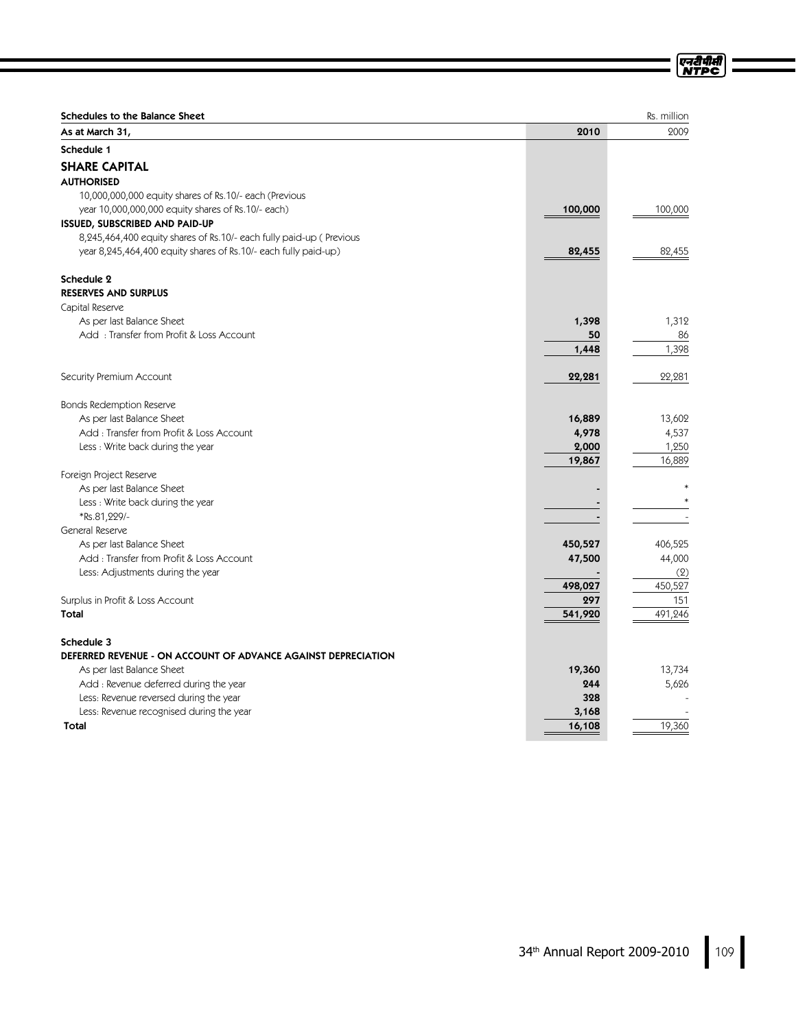**Schedules to the Balance Sheet** Rs. million

| As at March 31, | 2010 | 2009 |
|---|---|---|
| **Schedule 1** | | |
| **SHARE CAPITAL** | | |
| **AUTHORISED** | | |
| 10,000,000,000 equity shares of Rs.10/- each (Previous year 10,000,000,000 equity shares of Rs.10/- each) | **100,000** | 100,000 |
| **ISSUED, SUBSCRIBED AND PAID-UP** | | |
| 8,245,464,400 equity shares of Rs.10/- each fully paid-up ( Previous year 8,245,464,400 equity shares of Rs.10/- each fully paid-up) | **82,455** | 82,455 |
| **Schedule 2** | | |
| **RESERVES AND SURPLUS** | | |
| Capital Reserve | | |
| As per last Balance Sheet | **1,398** | 1,312 |
| Add : Transfer from Profit & Loss Account | **50** | 86 |
| | **1,448** | 1,398 |
| Security Premium Account | **22,281** | 22,281 |
| Bonds Redemption Reserve | | |
| As per last Balance Sheet | **16,889** | 13,602 |
| Add : Transfer from Profit & Loss Account | **4,978** | 4,537 |
| Less : Write back during the year | **2,000** | 1,250 |
| | **19,867** | 16,889 |
| Foreign Project Reserve | | |
| As per last Balance Sheet | **-** | * |
| Less : Write back during the year | **-** | * |
| *Rs.81,229/- | **-** | - |
| General Reserve | | |
| As per last Balance Sheet | **450,527** | 406,525 |
| Add : Transfer from Profit & Loss Account | **47,500** | 44,000 |
| Less: Adjustments during the year | **-** | (2) |
| | **498,027** | 450,527 |
| Surplus in Profit & Loss Account | **297** | 151 |
| **Total** | **541,920** | 491,246 |
| **Schedule 3** | | |
| **DEFERRED REVENUE - ON ACCOUNT OF ADVANCE AGAINST DEPRECIATION** | | |
| As per last Balance Sheet | **19,360** | 13,734 |
| Add : Revenue deferred during the year | **244** | 5,626 |
| Less: Revenue reversed during the year | **328** | - |
| Less: Revenue recognised during the year | **3,168** | - |
| **Total** | **16,108** | 19,360 |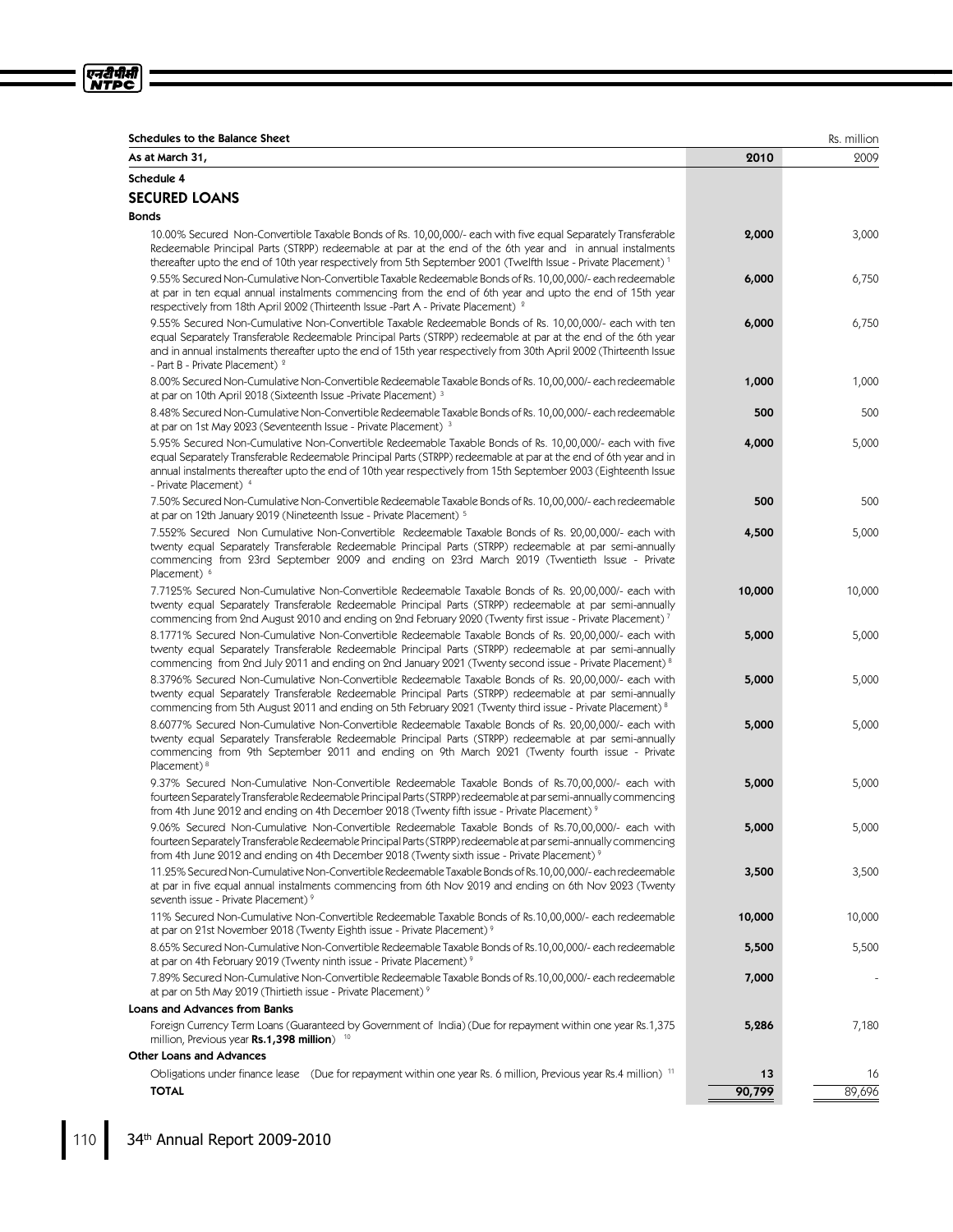**Schedules to the Balance Sheet**

Rs. million

| As at March 31, | 2010 | 2009 |
|---|---|---|
| **Schedule 4** | | |
| **SECURED LOANS** | | |
| **Bonds** | | |
| 10.00% Secured Non-Convertible Taxable Bonds of Rs. 10,00,000/- each with five equal Separately Transferable Redeemable Principal Parts (STRPP) redeemable at par at the end of the 6th year and in annual instalments thereafter upto the end of 10th year respectively from 5th September 2001 (Twelfth Issue - Private Placement) [1] | **2,000** | 3,000 |
| 9.55% Secured Non-Cumulative Non-Convertible Taxable Redeemable Bonds of Rs. 10,00,000/- each redeemable at par in ten equal annual instalments commencing from the end of 6th year and upto the end of 15th year respectively from 18th April 2002 (Thirteenth Issue -Part A - Private Placement) [2] | **6,000** | 6,750 |
| 9.55% Secured Non-Cumulative Non-Convertible Taxable Redeemable Bonds of Rs. 10,00,000/- each with ten equal Separately Transferable Redeemable Principal Parts (STRPP) redeemable at par at the end of the 6th year and in annual instalments thereafter upto the end of 15th year respectively from 30th April 2002 (Thirteenth Issue - Part B - Private Placement) [2] | **6,000** | 6,750 |
| 8.00% Secured Non-Cumulative Non-Convertible Redeemable Taxable Bonds of Rs. 10,00,000/- each redeemable at par on 10th April 2018 (Sixteenth Issue -Private Placement) [3] | **1,000** | 1,000 |
| 8.48% Secured Non-Cumulative Non-Convertible Redeemable Taxable Bonds of Rs. 10,00,000/- each redeemable at par on 1st May 2023 (Seventeenth Issue - Private Placement) [3] | **500** | 500 |
| 5.95% Secured Non-Cumulative Non-Convertible Redeemable Taxable Bonds of Rs. 10,00,000/- each with five equal Separately Transferable Redeemable Principal Parts (STRPP) redeemable at par at the end of 6th year and in annual instalments thereafter upto the end of 10th year respectively from 15th September 2003 (Eighteenth Issue - Private Placement) [4] | **4,000** | 5,000 |
| 7.50% Secured Non-Cumulative Non-Convertible Redeemable Taxable Bonds of Rs. 10,00,000/- each redeemable at par on 12th January 2019 (Nineteenth Issue - Private Placement) [5] | **500** | 500 |
| 7.552% Secured Non Cumulative Non-Convertible Redeemable Taxable Bonds of Rs. 20,00,000/- each with twenty equal Separately Transferable Redeemable Principal Parts (STRPP) redeemable at par semi-annually commencing from 23rd September 2009 and ending on 23rd March 2019 (Twentieth Issue - Private Placement) [6] | **4,500** | 5,000 |
| 7.7125% Secured Non-Cumulative Non-Convertible Redeemable Taxable Bonds of Rs. 20,00,000/- each with twenty equal Separately Transferable Redeemable Principal Parts (STRPP) redeemable at par semi-annually commencing from 2nd August 2010 and ending on 2nd February 2020 (Twenty first issue - Private Placement) [7] | **10,000** | 10,000 |
| 8.1771% Secured Non-Cumulative Non-Convertible Redeemable Taxable Bonds of Rs. 20,00,000/- each with twenty equal Separately Transferable Redeemable Principal Parts (STRPP) redeemable at par semi-annually commencing from 2nd July 2011 and ending on 2nd January 2021 (Twenty second issue - Private Placement) [8] | **5,000** | 5,000 |
| 8.3796% Secured Non-Cumulative Non-Convertible Redeemable Taxable Bonds of Rs. 20,00,000/- each with twenty equal Separately Transferable Redeemable Principal Parts (STRPP) redeemable at par semi-annually commencing from 5th August 2011 and ending on 5th February 2021 (Twenty third issue - Private Placement) [8] | **5,000** | 5,000 |
| 8.6077% Secured Non-Cumulative Non-Convertible Redeemable Taxable Bonds of Rs. 20,00,000/- each with twenty equal Separately Transferable Redeemable Principal Parts (STRPP) redeemable at par semi-annually commencing from 9th September 2011 and ending on 9th March 2021 (Twenty fourth issue - Private Placement) [8] | **5,000** | 5,000 |
| 9.37% Secured Non-Cumulative Non-Convertible Redeemable Taxable Bonds of Rs.70,00,000/- each with fourteen Separately Transferable Redeemable Principal Parts (STRPP) redeemable at par semi-annually commencing from 4th June 2012 and ending on 4th December 2018 (Twenty fifth issue - Private Placement) [9] | **5,000** | 5,000 |
| 9.06% Secured Non-Cumulative Non-Convertible Redeemable Taxable Bonds of Rs.70,00,000/- each with fourteen Separately Transferable Redeemable Principal Parts (STRPP) redeemable at par semi-annually commencing from 4th June 2012 and ending on 4th December 2018 (Twenty sixth issue - Private Placement) [9] | **5,000** | 5,000 |
| 11.25% Secured Non-Cumulative Non-Convertible Redeemable Taxable Bonds of Rs.10,00,000/- each redeemable at par in five equal annual instalments commencing from 6th Nov 2019 and ending on 6th Nov 2023 (Twenty seventh issue - Private Placement) [9] | **3,500** | 3,500 |
| 11% Secured Non-Cumulative Non-Convertible Redeemable Taxable Bonds of Rs.10,00,000/- each redeemable at par on 21st November 2018 (Twenty Eighth issue - Private Placement) [9] | **10,000** | 10,000 |
| 8.65% Secured Non-Cumulative Non-Convertible Redeemable Taxable Bonds of Rs.10,00,000/- each redeemable at par on 4th February 2019 (Twenty ninth issue - Private Placement) [9] | **5,500** | 5,500 |
| 7.89% Secured Non-Cumulative Non-Convertible Redeemable Taxable Bonds of Rs.10,00,000/- each redeemable at par on 5th May 2019 (Thirtieth issue - Private Placement) [9] | **7,000** | - |
| **Loans and Advances from Banks** | | |
| Foreign Currency Term Loans (Guaranteed by Government of India) (Due for repayment within one year Rs.1,375 million, Previous year **Rs.1,398 million**) [10] | **5,286** | 7,180 |
| **Other Loans and Advances** | | |
| Obligations under finance lease (Due for repayment within one year Rs. 6 million, Previous year Rs.4 million) [11] | **13** | 16 |
| **TOTAL** | **90,799** | 89,696 |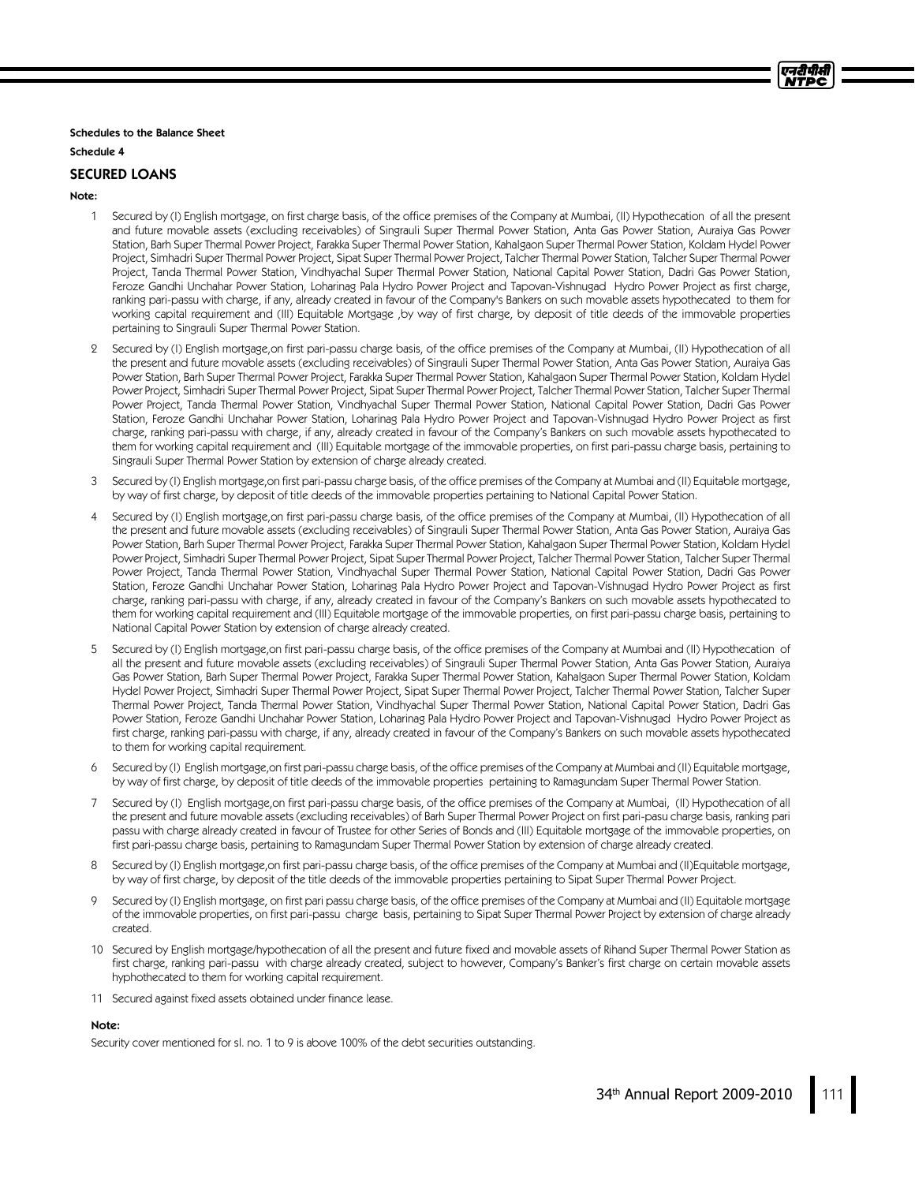Schedules to the Balance Sheet

Schedule 4

## SECURED LOANS

**Note:**

1. Secured by (I) English mortgage, on first charge basis, of the office premises of the Company at Mumbai, (II) Hypothecation of all the present and future movable assets (excluding receivables) of Singrauli Super Thermal Power Station, Anta Gas Power Station, Auraiya Gas Power Station, Barh Super Thermal Power Project, Farakka Super Thermal Power Station, Kahalgaon Super Thermal Power Station, Koldam Hydel Power Project, Simhadri Super Thermal Power Project, Sipat Super Thermal Power Project, Talcher Thermal Power Station, Talcher Super Thermal Power Project, Tanda Thermal Power Station, Vindhyachal Super Thermal Power Station, National Capital Power Station, Dadri Gas Power Station, Feroze Gandhi Unchahar Power Station, Loharinag Pala Hydro Power Project and Tapovan-Vishnugad Hydro Power Project as first charge, ranking pari-passu with charge, if any, already created in favour of the Company's Bankers on such movable assets hypothecated to them for working capital requirement and (III) Equitable Mortgage ,by way of first charge, by deposit of title deeds of the immovable properties pertaining to Singrauli Super Thermal Power Station.

2. Secured by (I) English mortgage,on first pari-passu charge basis, of the office premises of the Company at Mumbai, (II) Hypothecation of all the present and future movable assets (excluding receivables) of Singrauli Super Thermal Power Station, Anta Gas Power Station, Auraiya Gas Power Station, Barh Super Thermal Power Project, Farakka Super Thermal Power Station, Kahalgaon Super Thermal Power Station, Koldam Hydel Power Project, Simhadri Super Thermal Power Project, Sipat Super Thermal Power Project, Talcher Thermal Power Station, Talcher Super Thermal Power Project, Tanda Thermal Power Station, Vindhyachal Super Thermal Power Station, National Capital Power Station, Dadri Gas Power Station, Feroze Gandhi Unchahar Power Station, Loharinag Pala Hydro Power Project and Tapovan-Vishnugad Hydro Power Project as first charge, ranking pari-passu with charge, if any, already created in favour of the Company's Bankers on such movable assets hypothecated to them for working capital requirement and (III) Equitable mortgage of the immovable properties, on first pari-passu charge basis, pertaining to Singrauli Super Thermal Power Station by extension of charge already created.

3. Secured by (I) English mortgage,on first pari-passu charge basis, of the office premises of the Company at Mumbai and (II) Equitable mortgage, by way of first charge, by deposit of title deeds of the immovable properties pertaining to National Capital Power Station.

4. Secured by (I) English mortgage,on first pari-passu charge basis, of the office premises of the Company at Mumbai, (II) Hypothecation of all the present and future movable assets (excluding receivables) of Singrauli Super Thermal Power Station, Anta Gas Power Station, Auraiya Gas Power Station, Barh Super Thermal Power Project, Farakka Super Thermal Power Station, Kahalgaon Super Thermal Power Station, Koldam Hydel Power Project, Simhadri Super Thermal Power Project, Sipat Super Thermal Power Project, Talcher Thermal Power Station, Talcher Super Thermal Power Project, Tanda Thermal Power Station, Vindhyachal Super Thermal Power Station, National Capital Power Station, Dadri Gas Power Station, Feroze Gandhi Unchahar Power Station, Loharinag Pala Hydro Power Project and Tapovan-Vishnugad Hydro Power Project as first charge, ranking pari-passu with charge, if any, already created in favour of the Company's Bankers on such movable assets hypothecated to them for working capital requirement and (III) Equitable mortgage of the immovable properties, on first pari-passu charge basis, pertaining to National Capital Power Station by extension of charge already created.

5. Secured by (I) English mortgage,on first pari-passu charge basis, of the office premises of the Company at Mumbai and (II) Hypothecation of all the present and future movable assets (excluding receivables) of Singrauli Super Thermal Power Station, Anta Gas Power Station, Auraiya Gas Power Station, Barh Super Thermal Power Project, Farakka Super Thermal Power Station, Kahalgaon Super Thermal Power Station, Koldam Hydel Power Project, Simhadri Super Thermal Power Project, Sipat Super Thermal Power Project, Talcher Thermal Power Station, Talcher Super Thermal Power Project, Tanda Thermal Power Station, Vindhyachal Super Thermal Power Station, National Capital Power Station, Dadri Gas Power Station, Feroze Gandhi Unchahar Power Station, Loharinag Pala Hydro Power Project and Tapovan-Vishnugad Hydro Power Project as first charge, ranking pari-passu with charge, if any, already created in favour of the Company's Bankers on such movable assets hypothecated to them for working capital requirement.

6. Secured by (I) English mortgage,on first pari-passu charge basis, of the office premises of the Company at Mumbai and (II) Equitable mortgage, by way of first charge, by deposit of title deeds of the immovable properties pertaining to Ramagundam Super Thermal Power Station.

7. Secured by (I) English mortgage,on first pari-passu charge basis, of the office premises of the Company at Mumbai, (II) Hypothecation of all the present and future movable assets (excluding receivables) of Barh Super Thermal Power Project on first pari-pasu charge basis, ranking pari passu with charge already created in favour of Trustee for other Series of Bonds and (III) Equitable mortgage of the immovable properties, on first pari-passu charge basis, pertaining to Ramagundam Super Thermal Power Station by extension of charge already created.

8. Secured by (I) English mortgage,on first pari-passu charge basis, of the office premises of the Company at Mumbai and (II)Equitable mortgage, by way of first charge, by deposit of the title deeds of the immovable properties pertaining to Sipat Super Thermal Power Project.

9. Secured by (I) English mortgage, on first pari passu charge basis, of the office premises of the Company at Mumbai and (II) Equitable mortgage of the immovable properties, on first pari-passu charge basis, pertaining to Sipat Super Thermal Power Project by extension of charge already created.

10. Secured by English mortgage/hypothecation of all the present and future fixed and movable assets of Rihand Super Thermal Power Station as first charge, ranking pari-passu with charge already created, subject to however, Company's Banker's first charge on certain movable assets hyphothecated to them for working capital requirement.

11. Secured against fixed assets obtained under finance lease.

**Note:**

Security cover mentioned for sl. no. 1 to 9 is above 100% of the debt securities outstanding.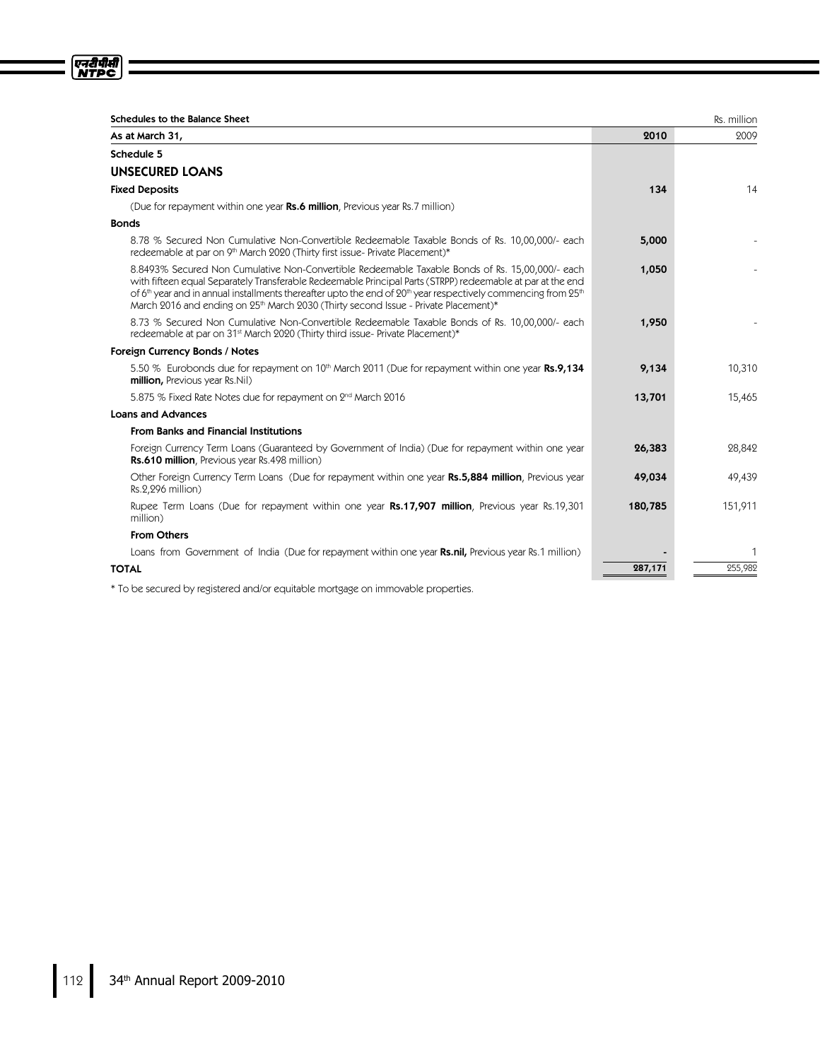**Schedules to the Balance Sheet** Rs. million

| As at March 31, | 2010 | 2009 |
|---|---|---|
| **Schedule 5** | | |
| **UNSECURED LOANS** | | |
| **Fixed Deposits** | **134** | 14 |
| (Due for repayment within one year **Rs.6 million**, Previous year Rs.7 million) | | |
| **Bonds** | | |
| 8.78 % Secured Non Cumulative Non-Convertible Redeemable Taxable Bonds of Rs. 10,00,000/- each redeemable at par on 9th March 2020 (Thirty first issue- Private Placement)* | **5,000** | - |
| 8.8493% Secured Non Cumulative Non-Convertible Redeemable Taxable Bonds of Rs. 15,00,000/- each with fifteen equal Separately Transferable Redeemable Principal Parts (STRPP) redeemable at par at the end of 6th year and in annual installments thereafter upto the end of 20th year respectively commencing from 25th March 2016 and ending on 25th March 2030 (Thirty second Issue - Private Placement)* | **1,050** | - |
| 8.73 % Secured Non Cumulative Non-Convertible Redeemable Taxable Bonds of Rs. 10,00,000/- each redeemable at par on 31st March 2020 (Thirty third issue- Private Placement)* | **1,950** | - |
| **Foreign Currency Bonds / Notes** | | |
| 5.50 % Eurobonds due for repayment on 10th March 2011 (Due for repayment within one year **Rs.9,134 million,** Previous year Rs.Nil) | **9,134** | 10,310 |
| 5.875 % Fixed Rate Notes due for repayment on 2nd March 2016 | **13,701** | 15,465 |
| **Loans and Advances** | | |
| **From Banks and Financial Institutions** | | |
| Foreign Currency Term Loans (Guaranteed by Government of India) (Due for repayment within one year **Rs.610 million**, Previous year Rs.498 million) | **26,383** | 28,842 |
| Other Foreign Currency Term Loans (Due for repayment within one year **Rs.5,884 million**, Previous year Rs.2,296 million) | **49,034** | 49,439 |
| Rupee Term Loans (Due for repayment within one year **Rs.17,907 million**, Previous year Rs.19,301 million) | **180,785** | 151,911 |
| **From Others** | | |
| Loans from Government of India (Due for repayment within one year **Rs.nil,** Previous year Rs.1 million) | - | 1 |
| **TOTAL** | **287,171** | 255,982 |

* To be secured by registered and/or equitable mortgage on immovable properties.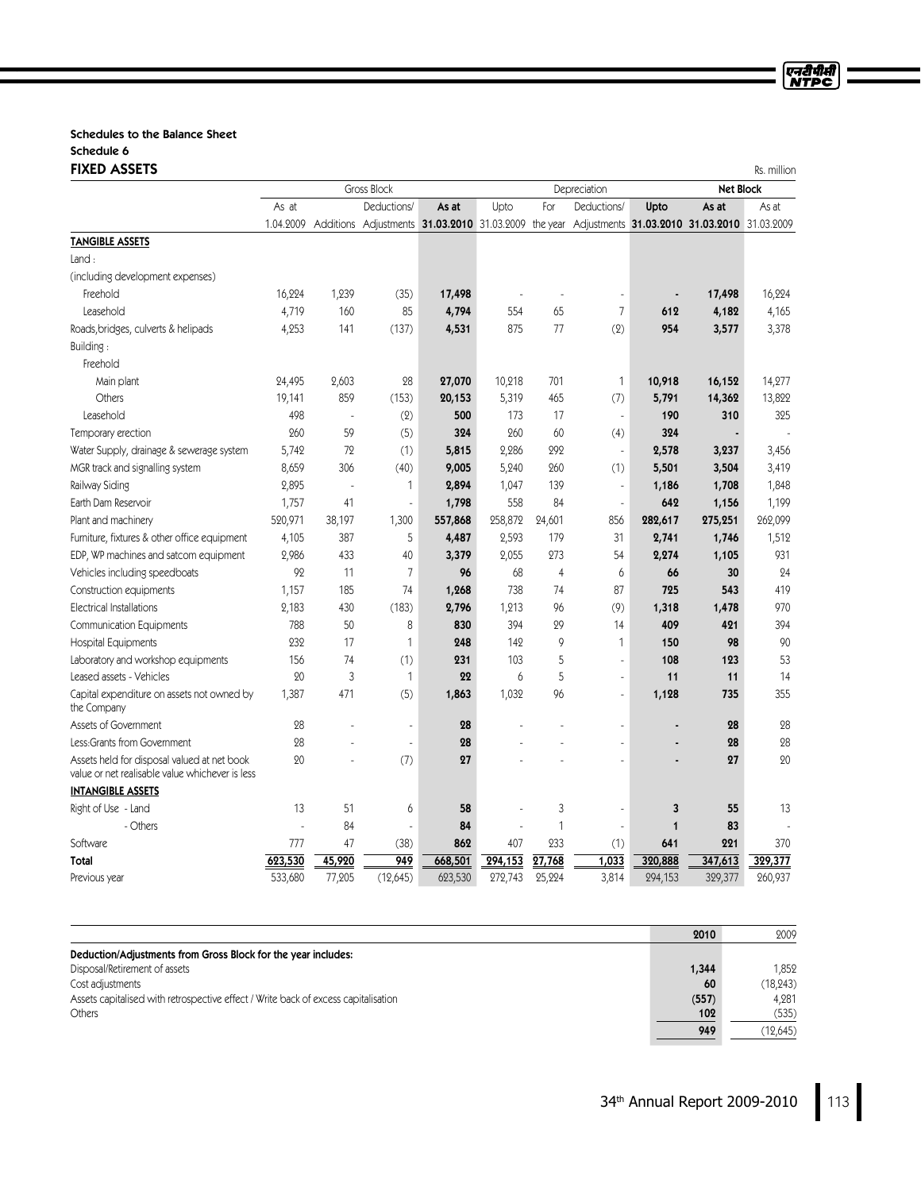# Schedules to the Balance Sheet

## Schedule 6

## FIXED ASSETS

Rs. million

| | Gross Block | | | | Depreciation | | | | Net Block | |
|---|---|---|---|---|---|---|---|---|---|---|
| | As at 1.04.2009 | Additions | Deductions/ Adjustments | **As at 31.03.2010** | Upto 31.03.2009 | For the year | Deductions/ Adjustments | **Upto 31.03.2010** | **As at 31.03.2010** | As at 31.03.2009 |
| **TANGIBLE ASSETS** | | | | | | | | | | |
| Land : | | | | | | | | | | |
| (including development expenses) | | | | | | | | | | |
| Freehold | 16,224 | 1,239 | (35) | **17,498** | - | - | - | **-** | **17,498** | 16,224 |
| Leasehold | 4,719 | 160 | 85 | **4,794** | 554 | 65 | 7 | **612** | **4,182** | 4,165 |
| Roads,bridges, culverts & helipads | 4,253 | 141 | (137) | **4,531** | 875 | 77 | (2) | **954** | **3,577** | 3,378 |
| Building : | | | | | | | | | | |
| Freehold | | | | | | | | | | |
| Main plant | 24,495 | 2,603 | 28 | **27,070** | 10,218 | 701 | 1 | **10,918** | **16,152** | 14,277 |
| Others | 19,141 | 859 | (153) | **20,153** | 5,319 | 465 | (7) | **5,791** | **14,362** | 13,822 |
| Leasehold | 498 | - | (2) | **500** | 173 | 17 | - | **190** | **310** | 325 |
| Temporary erection | 260 | 59 | (5) | **324** | 260 | 60 | (4) | **324** | **-** | - |
| Water Supply, drainage & sewerage system | 5,742 | 72 | (1) | **5,815** | 2,286 | 292 | - | **2,578** | **3,237** | 3,456 |
| MGR track and signalling system | 8,659 | 306 | (40) | **9,005** | 5,240 | 260 | (1) | **5,501** | **3,504** | 3,419 |
| Railway Siding | 2,895 | - | 1 | **2,894** | 1,047 | 139 | - | **1,186** | **1,708** | 1,848 |
| Earth Dam Reservoir | 1,757 | 41 | - | **1,798** | 558 | 84 | - | **642** | **1,156** | 1,199 |
| Plant and machinery | 520,971 | 38,197 | 1,300 | **557,868** | 258,872 | 24,601 | 856 | **282,617** | **275,251** | 262,099 |
| Furniture, fixtures & other office equipment | 4,105 | 387 | 5 | **4,487** | 2,593 | 179 | 31 | **2,741** | **1,746** | 1,512 |
| EDP, WP machines and satcom equipment | 2,986 | 433 | 40 | **3,379** | 2,055 | 273 | 54 | **2,274** | **1,105** | 931 |
| Vehicles including speedboats | 92 | 11 | 7 | **96** | 68 | 4 | 6 | **66** | **30** | 24 |
| Construction equipments | 1,157 | 185 | 74 | **1,268** | 738 | 74 | 87 | **725** | **543** | 419 |
| Electrical Installations | 2,183 | 430 | (183) | **2,796** | 1,213 | 96 | (9) | **1,318** | **1,478** | 970 |
| Communication Equipments | 788 | 50 | 8 | **830** | 394 | 29 | 14 | **409** | **421** | 394 |
| Hospital Equipments | 232 | 17 | 1 | **248** | 142 | 9 | 1 | **150** | **98** | 90 |
| Laboratory and workshop equipments | 156 | 74 | (1) | **231** | 103 | 5 | - | **108** | **123** | 53 |
| Leased assets - Vehicles | 20 | 3 | 1 | **22** | 6 | 5 | - | **11** | **11** | 14 |
| Capital expenditure on assets not owned by the Company | 1,387 | 471 | (5) | **1,863** | 1,032 | 96 | - | **1,128** | **735** | 355 |
| Assets of Government | 28 | - | - | **28** | - | - | - | **-** | **28** | 28 |
| Less:Grants from Government | 28 | - | - | **28** | - | - | - | **-** | **28** | 28 |
| Assets held for disposal valued at net book value or net realisable value whichever is less | 20 | - | (7) | **27** | - | - | - | **-** | **27** | 20 |
| **INTANGIBLE ASSETS** | | | | | | | | | | |
| Right of Use - Land | 13 | 51 | 6 | **58** | - | 3 | - | **3** | **55** | 13 |
| - Others | - | 84 | - | **84** | - | 1 | - | **1** | **83** | - |
| Software | 777 | 47 | (38) | **862** | 407 | 233 | (1) | **641** | **221** | 370 |
| **Total** | **623,530** | **45,920** | **949** | **668,501** | **294,153** | **27,768** | **1,033** | **320,888** | **347,613** | **329,377** |
| Previous year | 533,680 | 77,205 | (12,645) | 623,530 | 272,743 | 25,224 | 3,814 | 294,153 | 329,377 | 260,937 |

| | **2010** | 2009 |
|---|---|---|
| **Deduction/Adjustments from Gross Block for the year includes:** | | |
| Disposal/Retirement of assets | **1,344** | 1,852 |
| Cost adjustments | **60** | (18,243) |
| Assets capitalised with retrospective effect / Write back of excess capitalisation | **(557)** | 4,281 |
| Others | **102** | (535) |
| | **949** | (12,645) |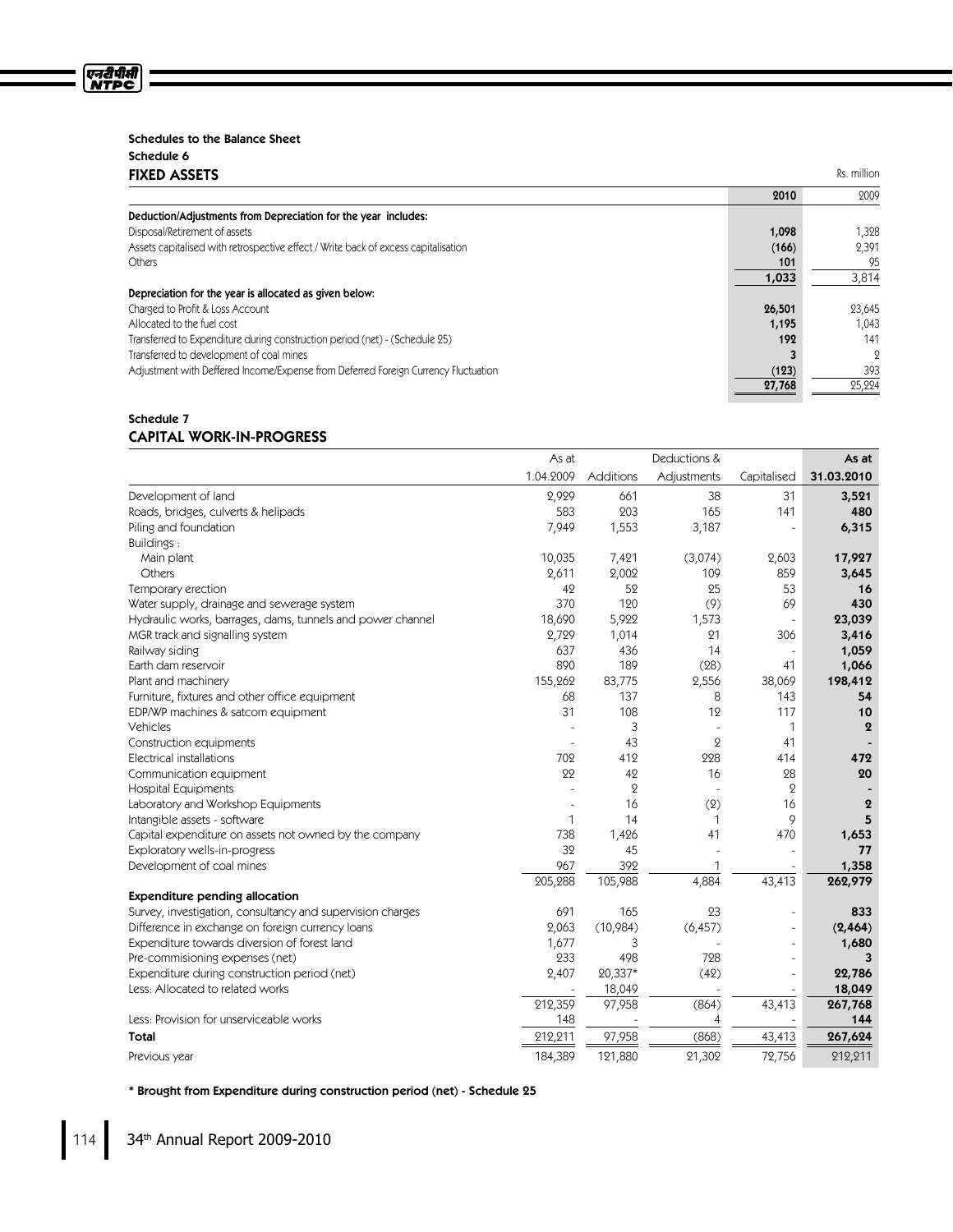### Schedules to the Balance Sheet

### Schedule 6

## FIXED ASSETS

Rs. million

| | 2010 | 2009 |
|---|---|---|
| **Deduction/Adjustments from Depreciation for the year includes:** | | |
| Disposal/Retirement of assets | 1,098 | 1,328 |
| Assets capitalised with retrospective effect / Write back of excess capitalisation | (166) | 2,391 |
| Others | 101 | 95 |
| | 1,033 | 3,814 |
| **Depreciation for the year is allocated as given below:** | | |
| Charged to Profit & Loss Account | 26,501 | 23,645 |
| Allocated to the fuel cost | 1,195 | 1,043 |
| Transferred to Expenditure during construction period (net) - (Schedule 25) | 192 | 141 |
| Transferred to development of coal mines | 3 | 2 |
| Adjustment with Deffered Income/Expense from Deferred Foreign Currency Fluctuation | (123) | 393 |
| | 27,768 | 25,224 |

### Schedule 7

## CAPITAL WORK-IN-PROGRESS

| | As at 1.04.2009 | Additions | Deductions & Adjustments | Capitalised | As at 31.03.2010 |
|---|---|---|---|---|---|
| Development of land | 2,929 | 661 | 38 | 31 | 3,521 |
| Roads, bridges, culverts & helipads | 583 | 203 | 165 | 141 | 480 |
| Piling and foundation | 7,949 | 1,553 | 3,187 | - | 6,315 |
| Buildings : | | | | | |
| Main plant | 10,035 | 7,421 | (3,074) | 2,603 | 17,927 |
| Others | 2,611 | 2,002 | 109 | 859 | 3,645 |
| Temporary erection | 42 | 52 | 25 | 53 | 16 |
| Water supply, drainage and sewerage system | 370 | 120 | (9) | 69 | 430 |
| Hydraulic works, barrages, dams, tunnels and power channel | 18,690 | 5,922 | 1,573 | - | 23,039 |
| MGR track and signalling system | 2,729 | 1,014 | 21 | 306 | 3,416 |
| Railway siding | 637 | 436 | 14 | - | 1,059 |
| Earth dam reservoir | 890 | 189 | (28) | 41 | 1,066 |
| Plant and machinery | 155,262 | 83,775 | 2,556 | 38,069 | 198,412 |
| Furniture, fixtures and other office equipment | 68 | 137 | 8 | 143 | 54 |
| EDP/WP machines & satcom equipment | 31 | 108 | 12 | 117 | 10 |
| Vehicles | - | 3 | - | 1 | 2 |
| Construction equipments | - | 43 | 2 | 41 | - |
| Electrical installations | 702 | 412 | 228 | 414 | 472 |
| Communication equipment | 22 | 42 | 16 | 28 | 20 |
| Hospital Equipments | - | 2 | - | 2 | - |
| Laboratory and Workshop Equipments | - | 16 | (2) | 16 | 2 |
| Intangible assets - software | 1 | 14 | 1 | 9 | 5 |
| Capital expenditure on assets not owned by the company | 738 | 1,426 | 41 | 470 | 1,653 |
| Exploratory wells-in-progress | 32 | 45 | - | - | 77 |
| Development of coal mines | 967 | 392 | 1 | - | 1,358 |
| | 205,288 | 105,988 | 4,884 | 43,413 | 262,979 |
| **Expenditure pending allocation** | | | | | |
| Survey, investigation, consultancy and supervision charges | 691 | 165 | 23 | - | 833 |
| Difference in exchange on foreign currency loans | 2,063 | (10,984) | (6,457) | - | (2,464) |
| Expenditure towards diversion of forest land | 1,677 | 3 | - | - | 1,680 |
| Pre-commisioning expenses (net) | 233 | 498 | 728 | - | 3 |
| Expenditure during construction period (net) | 2,407 | 20,337* | (42) | - | 22,786 |
| Less: Allocated to related works | - | 18,049 | - | - | 18,049 |
| | 212,359 | 97,958 | (864) | 43,413 | 267,768 |
| Less: Provision for unserviceable works | 148 | - | 4 | - | 144 |
| **Total** | 212,211 | 97,958 | (868) | 43,413 | 267,624 |
| Previous year | 184,389 | 121,880 | 21,302 | 72,756 | 212,211 |

**\* Brought from Expenditure during construction period (net) - Schedule 25**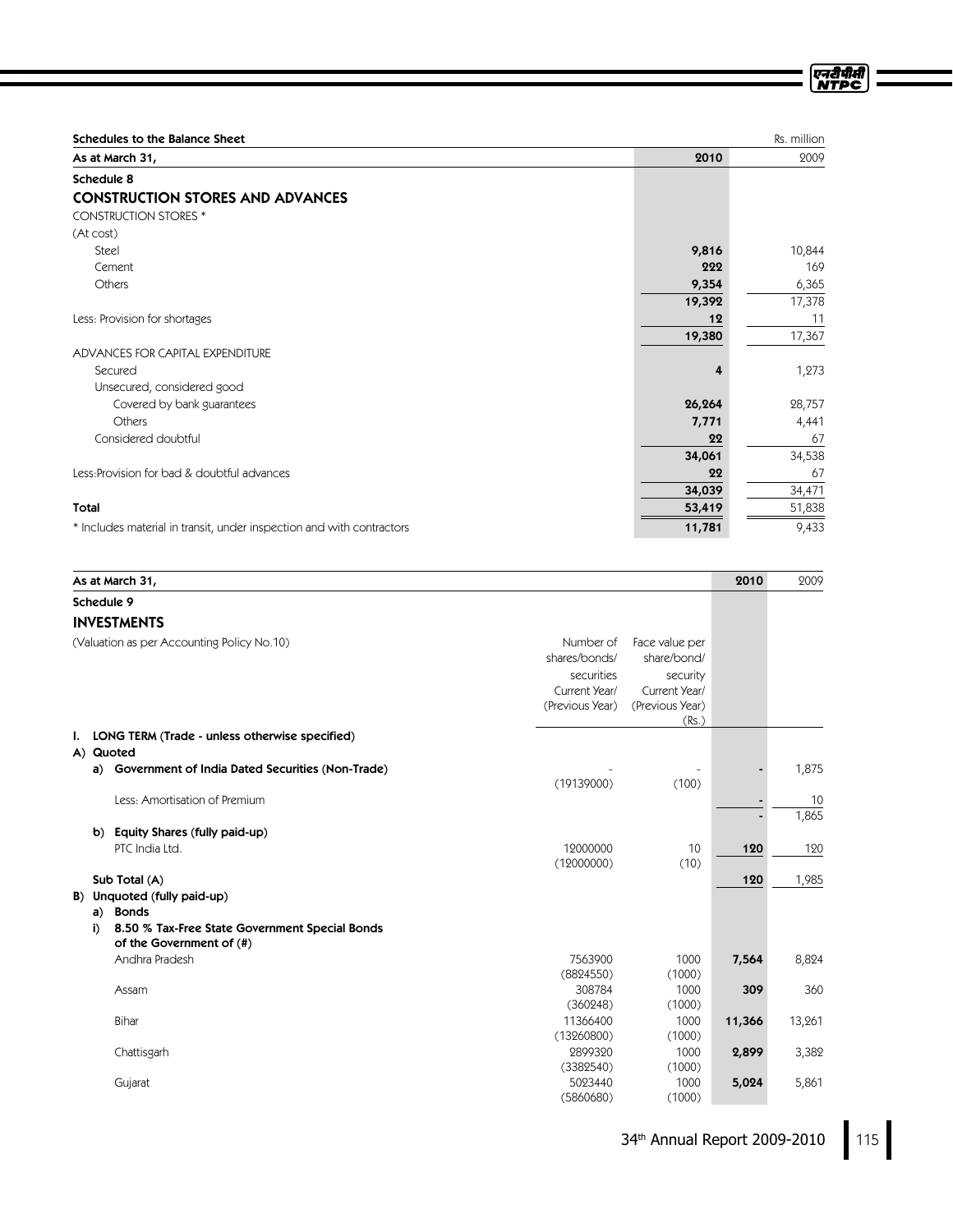**Schedules to the Balance Sheet** Rs. million

| As at March 31, | 2010 | 2009 |
|---|---|---|
| **Schedule 8** | | |
| **CONSTRUCTION STORES AND ADVANCES** | | |
| CONSTRUCTION STORES * | | |
| (At cost) | | |
| Steel | **9,816** | 10,844 |
| Cement | **222** | 169 |
| Others | **9,354** | 6,365 |
| | **19,392** | 17,378 |
| Less: Provision for shortages | **12** | 11 |
| | **19,380** | 17,367 |
| ADVANCES FOR CAPITAL EXPENDITURE | | |
| Secured | **4** | 1,273 |
| Unsecured, considered good | | |
| Covered by bank guarantees | **26,264** | 28,757 |
| Others | **7,771** | 4,441 |
| Considered doubtful | **22** | 67 |
| | **34,061** | 34,538 |
| Less:Provision for bad & doubtful advances | **22** | 67 |
| | **34,039** | 34,471 |
| **Total** | **53,419** | 51,838 |
| * Includes material in transit, under inspection and with contractors | **11,781** | 9,433 |

| As at March 31, | Number of shares/bonds/ securities Current Year/ (Previous Year) | Face value per share/bond/ security Current Year/ (Previous Year) (Rs.) | 2010 | 2009 |
|---|---|---|---|---|
| **Schedule 9** | | | | |
| **INVESTMENTS** | | | | |
| (Valuation as per Accounting Policy No.10) | | | | |
| **I. LONG TERM (Trade - unless otherwise specified)** | | | | |
| **A) Quoted** | | | | |
| **a) Government of India Dated Securities (Non-Trade)** | - (19139000) | - (100) | - | 1,875 |
| Less: Amortisation of Premium | | | - | 10 |
| | | | - | 1,865 |
| **b) Equity Shares (fully paid-up)** | | | | |
| PTC India Ltd. | 12000000 (12000000) | 10 (10) | **120** | 120 |
| **Sub Total (A)** | | | **120** | 1,985 |
| **B) Unquoted (fully paid-up)** | | | | |
| **a) Bonds** | | | | |
| **i) 8.50 % Tax-Free State Government Special Bonds of the Government of (#)** | | | | |
| Andhra Pradesh | 7563900 (8824550) | 1000 (1000) | **7,564** | 8,824 |
| Assam | 308784 (360248) | 1000 (1000) | **309** | 360 |
| Bihar | 11366400 (13260800) | 1000 (1000) | **11,366** | 13,261 |
| Chattisgarh | 2899320 (3382540) | 1000 (1000) | **2,899** | 3,382 |
| Gujarat | 5023440 (5860680) | 1000 (1000) | **5,024** | 5,861 |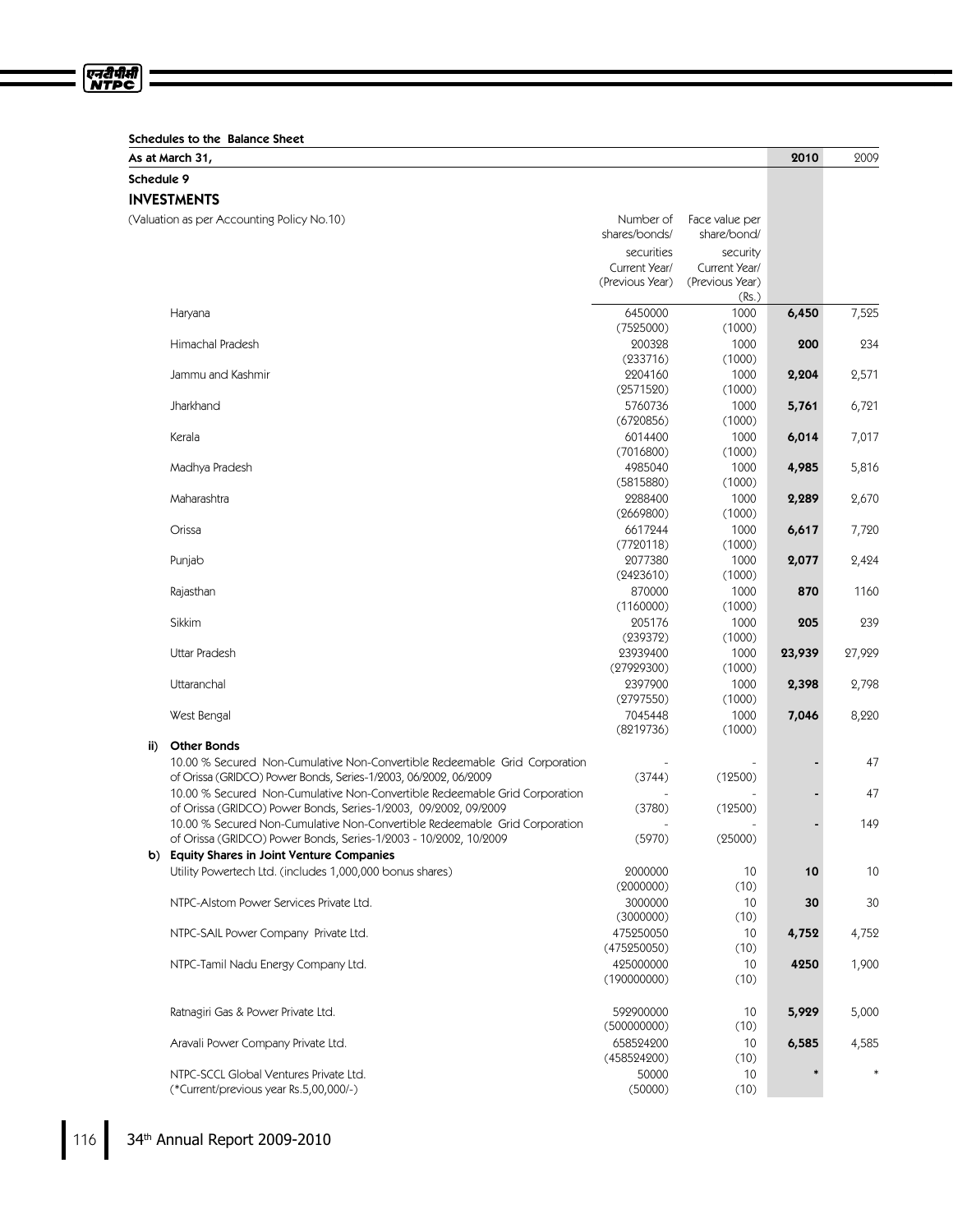### Schedules to the Balance Sheet

| As at March 31, | | | 2010 | 2009 |
|---|---|---|---|---|

### Schedule 9

### INVESTMENTS

(Valuation as per Accounting Policy No.10)

| | Number of shares/bonds/ securities Current Year/ (Previous Year) | Face value per share/bond/ security Current Year/ (Previous Year) (Rs.) | 2010 | 2009 |
|---|---|---|---|---|
| Haryana | 6450000 (7525000) | 1000 (1000) | **6,450** | 7,525 |
| Himachal Pradesh | 200328 (233716) | 1000 (1000) | **200** | 234 |
| Jammu and Kashmir | 2204160 (2571520) | 1000 (1000) | **2,204** | 2,571 |
| Jharkhand | 5760736 (6720856) | 1000 (1000) | **5,761** | 6,721 |
| Kerala | 6014400 (7016800) | 1000 (1000) | **6,014** | 7,017 |
| Madhya Pradesh | 4985040 (5815880) | 1000 (1000) | **4,985** | 5,816 |
| Maharashtra | 2288400 (2669800) | 1000 (1000) | **2,289** | 2,670 |
| Orissa | 6617244 (7720118) | 1000 (1000) | **6,617** | 7,720 |
| Punjab | 2077380 (2423610) | 1000 (1000) | **2,077** | 2,424 |
| Rajasthan | 870000 (1160000) | 1000 (1000) | **870** | 1160 |
| Sikkim | 205176 (239372) | 1000 (1000) | **205** | 239 |
| Uttar Pradesh | 23939400 (27929300) | 1000 (1000) | **23,939** | 27,929 |
| Uttaranchal | 2397900 (2797550) | 1000 (1000) | **2,398** | 2,798 |
| West Bengal | 7045448 (8219736) | 1000 (1000) | **7,046** | 8,220 |
| **ii) Other Bonds** | | | | |
| 10.00 % Secured Non-Cumulative Non-Convertible Redeemable Grid Corporation of Orissa (GRIDCO) Power Bonds, Series-1/2003, 06/2002, 06/2009 | - (3744) | - (12500) | **-** | 47 |
| 10.00 % Secured Non-Cumulative Non-Convertible Redeemable Grid Corporation of Orissa (GRIDCO) Power Bonds, Series-1/2003, 09/2002, 09/2009 | - (3780) | - (12500) | **-** | 47 |
| 10.00 % Secured Non-Cumulative Non-Convertible Redeemable Grid Corporation of Orissa (GRIDCO) Power Bonds, Series-1/2003 - 10/2002, 10/2009 | - (5970) | - (25000) | **-** | 149 |
| **b) Equity Shares in Joint Venture Companies** | | | | |
| Utility Powertech Ltd. (includes 1,000,000 bonus shares) | 2000000 (2000000) | 10 (10) | **10** | 10 |
| NTPC-Alstom Power Services Private Ltd. | 3000000 (3000000) | 10 (10) | **30** | 30 |
| NTPC-SAIL Power Company Private Ltd. | 475250050 (475250050) | 10 (10) | **4,752** | 4,752 |
| NTPC-Tamil Nadu Energy Company Ltd. | 425000000 (190000000) | 10 (10) | **4250** | 1,900 |
| Ratnagiri Gas & Power Private Ltd. | 592900000 (500000000) | 10 (10) | **5,929** | 5,000 |
| Aravali Power Company Private Ltd. | 658524200 (458524200) | 10 (10) | **6,585** | 4,585 |
| NTPC-SCCL Global Ventures Private Ltd. (*Current/previous year Rs.5,00,000/-) | 50000 (50000) | 10 (10) | **\*** | * |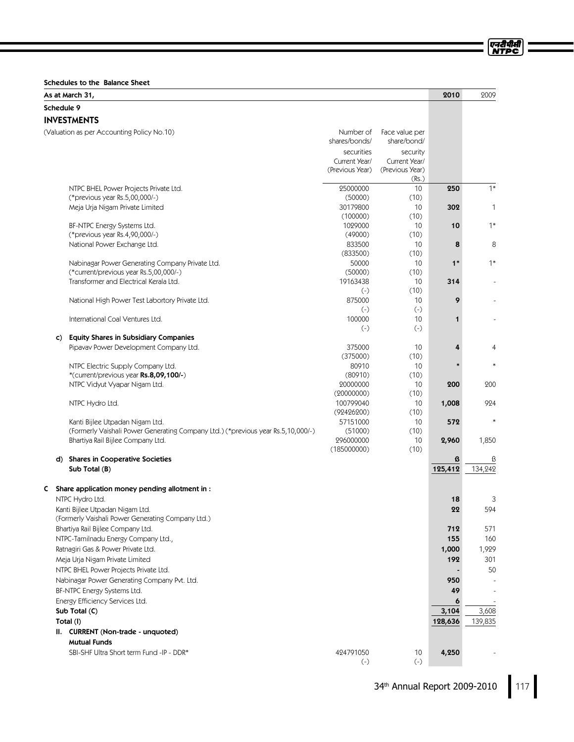## Schedules to the Balance Sheet

| As at March 31, | | | 2010 | 2009 |
|---|---|---|---|---|
| **Schedule 9** | | | | |
| **INVESTMENTS** | | | | |
| (Valuation as per Accounting Policy No.10) | Number of shares/bonds/ securities Current Year/ (Previous Year) | Face value per share/bond/ security Current Year/ (Previous Year) (Rs.) | | |
| NTPC BHEL Power Projects Private Ltd. (*previous year Rs.5,00,000/-) | 25000000 (50000) | 10 (10) | **250** | 1* |
| Meja Urja Nigam Private Limited | 30179800 (100000) | 10 (10) | **302** | 1 |
| BF-NTPC Energy Systems Ltd. (*previous year Rs.4,90,000/-) | 1029000 (49000) | 10 (10) | **10** | 1* |
| National Power Exchange Ltd. | 833500 (833500) | 10 (10) | **8** | 8 |
| Nabinagar Power Generating Company Private Ltd. (*current/previous year Rs.5,00,000/-) | 50000 (50000) | 10 (10) | **1*** | 1* |
| Transformer and Electrical Kerala Ltd. | 19163438 (-) | 10 (10) | **314** | - |
| National High Power Test Labortory Private Ltd. | 875000 (-) | 10 (-) | **9** | - |
| International Coal Ventures Ltd. | 100000 (-) | 10 (-) | **1** | - |
| **c) Equity Shares in Subsidiary Companies** | | | | |
| Pipavav Power Development Company Ltd. | 375000 (375000) | 10 (10) | **4** | 4 |
| NTPC Electric Supply Company Ltd. *(current/previous year **Rs.8,09,100/-**) | 80910 (80910) | 10 (10) | * | * |
| NTPC Vidyut Vyapar Nigam Ltd. | 20000000 (20000000) | 10 (10) | **200** | 200 |
| NTPC Hydro Ltd. | 100799040 (92426200) | 10 (10) | **1,008** | 924 |
| Kanti Bijlee Utpadan Nigam Ltd. (Formerly Vaishali Power Generating Company Ltd.) (*previous year Rs.5,10,000/-) | 57151000 (51000) | 10 (10) | **572** | * |
| Bhartiya Rail Bijlee Company Ltd. | 296000000 (185000000) | 10 (10) | **2,960** | 1,850 |
| **d) Shares in Cooperative Societies** | | | **ß** | ß |
| **Sub Total (B)** | | | **125,412** | 134,242 |
| **C Share application money pending allotment in :** | | | | |
| NTPC Hydro Ltd. | | | **18** | 3 |
| Kanti Bijlee Utpadan Nigam Ltd. (Formerly Vaishali Power Generating Company Ltd.) | | | **22** | 594 |
| Bhartiya Rail Bijlee Company Ltd. | | | **712** | 571 |
| NTPC-Tamilnadu Energy Company Ltd., | | | **155** | 160 |
| Ratnagiri Gas & Power Private Ltd. | | | **1,000** | 1,929 |
| Meja Urja Nigam Private Limited | | | **192** | 301 |
| NTPC BHEL Power Projects Private Ltd. | | | **-** | 50 |
| Nabinagar Power Generating Company Pvt. Ltd. | | | **950** | - |
| BF-NTPC Energy Systems Ltd. | | | **49** | - |
| Energy Efficiency Services Ltd. | | | **6** | - |
| **Sub Total (C)** | | | **3,104** | 3,608 |
| **Total (I)** | | | **128,636** | 139,835 |
| **II. CURRENT (Non-trade - unquoted)** | | | | |
| **Mutual Funds** | | | | |
| SBI-SHF Ultra Short term Fund -IP - DDR* | 424791050 (-) | 10 (-) | **4,250** | - |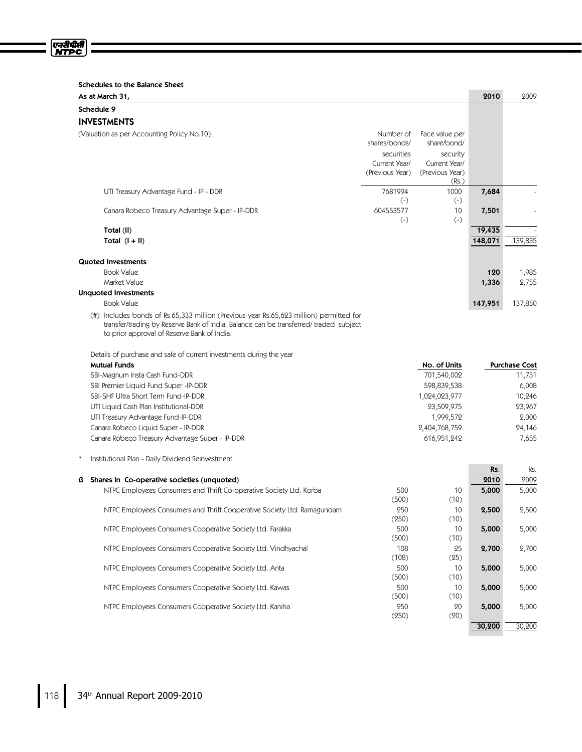Schedules to the Balance Sheet

| As at March 31, | | | 2010 | 2009 |
|---|---|---|---|---|
| **Schedule 9** | | | | |
| **INVESTMENTS** | | | | |
| (Valuation as per Accounting Policy No.10) | Number of shares/bonds/ securities Current Year/ (Previous Year) | Face value per share/bond/ security Current Year/ (Previous Year) (Rs.) | | |
| UTI Treasury Advantage Fund - IP - DDR | 7681994 (-) | 1000 (-) | **7,684** | - |
| Canara Robeco Treasury Advantage Super - IP-DDR | 604553577 (-) | 10 (-) | **7,501** | - |
| **Total (II)** | | | **19,435** | - |
| **Total (I + II)** | | | **148,071** | 139,835 |
| **Quoted Investments** | | | | |
| Book Value | | | **120** | 1,985 |
| Market Value | | | **1,336** | 2,755 |
| **Unquoted Investments** | | | | |
| Book Value | | | **147,951** | 137,850 |

(#) Includes bonds of Rs.65,333 million (Previous year Rs.65,623 million) permitted for transfer/trading by Reserve Bank of India. Balance can be transferred/ traded subject to prior approval of Reserve Bank of India.

Details of purchase and sale of current investments during the year

| Mutual Funds | No. of Units | Purchase Cost |
|---|---|---|
| SBI-Magnum Insta Cash Fund-DDR | 701,540,002 | 11,751 |
| SBI Premier Liquid Fund Super -IP-DDR | 598,839,538 | 6,008 |
| SBI-SHF Ultra Short Term Fund-IP-DDR | 1,024,023,977 | 10,246 |
| UTI Liquid Cash Plan Institutional-DDR | 23,509,975 | 23,967 |
| UTI Treasury Advantage Fund-IP-DDR | 1,999,572 | 2,000 |
| Canara Robeco Liquid Super - IP-DDR | 2,404,768,759 | 24,146 |
| Canara Robeco Treasury Advantage Super - IP-DDR | 616,951,242 | 7,655 |

\* Institutional Plan - Daily Dividend Reinvestment

| | | | Rs. | Rs. |
|---|---|---|---|---|
| **ß Shares in Co-operative societies (unquoted)** | | | **2010** | 2009 |
| NTPC Employees Consumers and Thrift Co-operative Society Ltd. Korba | 500 (500) | 10 (10) | **5,000** | 5,000 |
| NTPC Employees Consumers and Thrift Cooperative Society Ltd. Ramagundam | 250 (250) | 10 (10) | **2,500** | 2,500 |
| NTPC Employees Consumers Cooperative Society Ltd. Farakka | 500 (500) | 10 (10) | **5,000** | 5,000 |
| NTPC Employees Consumers Cooperative Society Ltd. Vindhyachal | 108 (108) | 25 (25) | **2,700** | 2,700 |
| NTPC Employees Consumers Cooperative Society Ltd. Anta | 500 (500) | 10 (10) | **5,000** | 5,000 |
| NTPC Employees Consumers Cooperative Society Ltd. Kawas | 500 (500) | 10 (10) | **5,000** | 5,000 |
| NTPC Employees Consumers Cooperative Society Ltd. Kaniha | 250 (250) | 20 (20) | **5,000** | 5,000 |
| | | | **30,200** | 30,200 |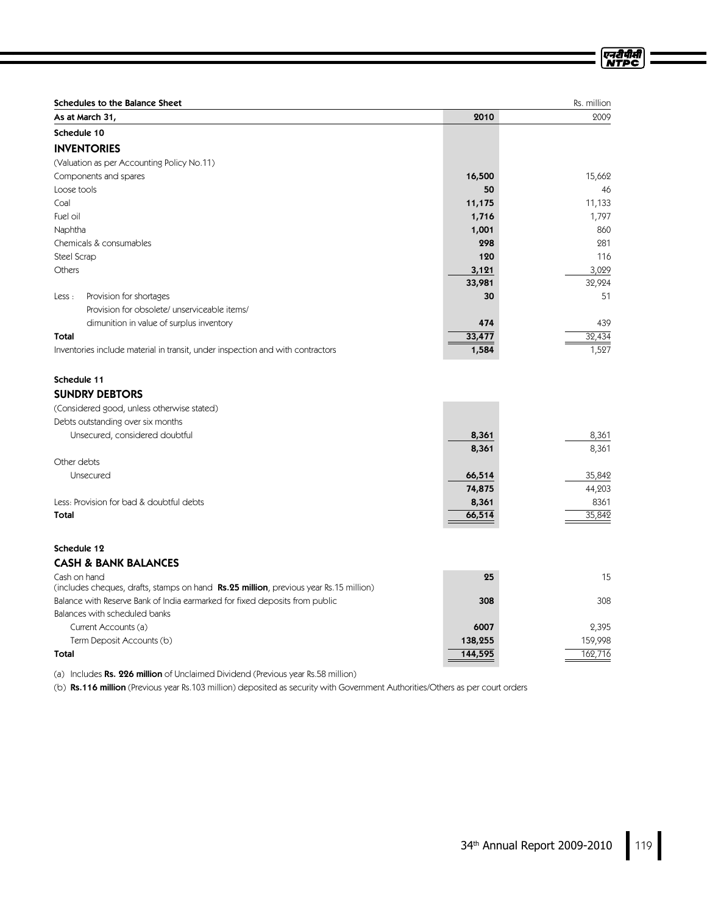**Schedules to the Balance Sheet** Rs. million

| As at March 31, | 2010 | 2009 |
|---|---|---|
| **Schedule 10** | | |
| **INVENTORIES** | | |
| (Valuation as per Accounting Policy No.11) | | |
| Components and spares | **16,500** | 15,662 |
| Loose tools | **50** | 46 |
| Coal | **11,175** | 11,133 |
| Fuel oil | **1,716** | 1,797 |
| Naphtha | **1,001** | 860 |
| Chemicals & consumables | **298** | 281 |
| Steel Scrap | **120** | 116 |
| Others | **3,121** | 3,029 |
| | **33,981** | 32,924 |
| Less : Provision for shortages | **30** | 51 |
| Provision for obsolete/ unserviceable items/ dimunition in value of surplus inventory | **474** | 439 |
| **Total** | **33,477** | 32,434 |
| Inventories include material in transit, under inspection and with contractors | **1,584** | 1,527 |
| | | |
| **Schedule 11** | | |
| **SUNDRY DEBTORS** | | |
| (Considered good, unless otherwise stated) | | |
| Debts outstanding over six months | | |
| Unsecured, considered doubtful | **8,361** | 8,361 |
| | **8,361** | 8,361 |
| Other debts | | |
| Unsecured | **66,514** | 35,842 |
| | **74,875** | 44,203 |
| Less: Provision for bad & doubtful debts | **8,361** | 8361 |
| **Total** | **66,514** | 35,842 |
| | | |
| **Schedule 12** | | |
| **CASH & BANK BALANCES** | | |
| Cash on hand (includes cheques, drafts, stamps on hand **Rs.25 million**, previous year Rs.15 million) | **25** | 15 |
| Balance with Reserve Bank of India earmarked for fixed deposits from public | **308** | 308 |
| Balances with scheduled banks | | |
| Current Accounts (a) | **6007** | 2,395 |
| Term Deposit Accounts (b) | **138,255** | 159,998 |
| **Total** | **144,595** | 162,716 |

(a) Includes **Rs. 226 million** of Unclaimed Dividend (Previous year Rs.58 million)

(b) **Rs.116 million** (Previous year Rs.103 million) deposited as security with Government Authorities/Others as per court orders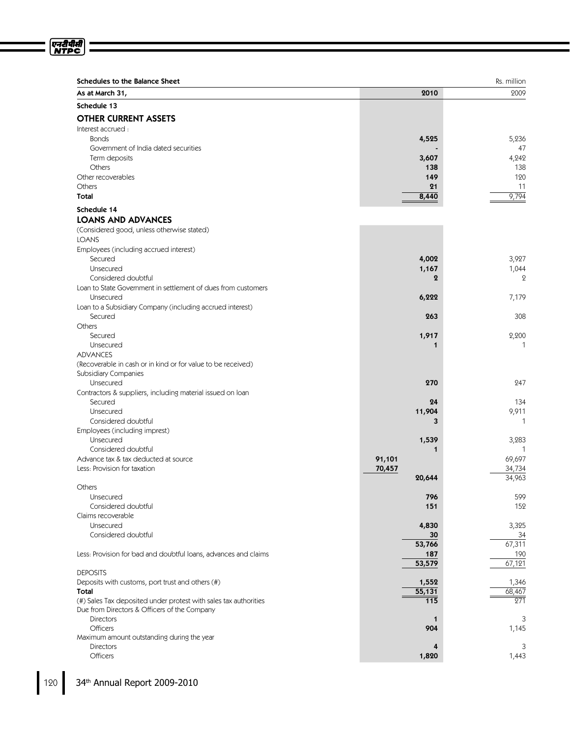**Schedules to the Balance Sheet** Rs. million

| As at March 31, | | 2010 | 2009 |
|---|---|---|---|
| **Schedule 13** | | | |
| **OTHER CURRENT ASSETS** | | | |
| Interest accrued : | | | |
| Bonds | | **4,525** | 5,236 |
| Government of India dated securities | | **-** | 47 |
| Term deposits | | **3,607** | 4,242 |
| Others | | **138** | 138 |
| Other recoverables | | **149** | 120 |
| Others | | **21** | 11 |
| **Total** | | **8,440** | 9,794 |
| **Schedule 14** | | | |
| **LOANS AND ADVANCES** | | | |
| (Considered good, unless otherwise stated) | | | |
| LOANS | | | |
| Employees (including accrued interest) | | | |
| Secured | | **4,002** | 3,927 |
| Unsecured | | **1,167** | 1,044 |
| Considered doubtful | | **2** | 2 |
| Loan to State Government in settlement of dues from customers | | | |
| Unsecured | | **6,222** | 7,179 |
| Loan to a Subsidiary Company (including accrued interest) | | | |
| Secured | | **263** | 308 |
| Others | | | |
| Secured | | **1,917** | 2,200 |
| Unsecured | | **1** | 1 |
| ADVANCES | | | |
| (Recoverable in cash or in kind or for value to be received) | | | |
| Subsidiary Companies | | | |
| Unsecured | | **270** | 247 |
| Contractors & suppliers, including material issued on loan | | | |
| Secured | | **24** | 134 |
| Unsecured | | **11,904** | 9,911 |
| Considered doubtful | | **3** | 1 |
| Employees (including imprest) | | | |
| Unsecured | | **1,539** | 3,283 |
| Considered doubtful | | **1** | 1 |
| Advance tax & tax deducted at source | **91,101** | | 69,697 |
| Less: Provision for taxation | **70,457** | | 34,734 |
| | | **20,644** | 34,963 |
| Others | | | |
| Unsecured | | **796** | 599 |
| Considered doubtful | | **151** | 152 |
| Claims recoverable | | | |
| Unsecured | | **4,830** | 3,325 |
| Considered doubtful | | **30** | 34 |
| | | **53,766** | 67,311 |
| Less: Provision for bad and doubtful loans, advances and claims | | **187** | 190 |
| | | **53,579** | 67,121 |
| DEPOSITS | | | |
| Deposits with customs, port trust and others (#) | | **1,552** | 1,346 |
| **Total** | | **55,131** | 68,467 |
| (#) Sales Tax deposited under protest with sales tax authorities | | **115** | 271 |
| Due from Directors & Officers of the Company | | | |
| Directors | | **1** | 3 |
| Officers | | **904** | 1,145 |
| Maximum amount outstanding during the year | | | |
| Directors | | **4** | 3 |
| Officers | | **1,820** | 1,443 |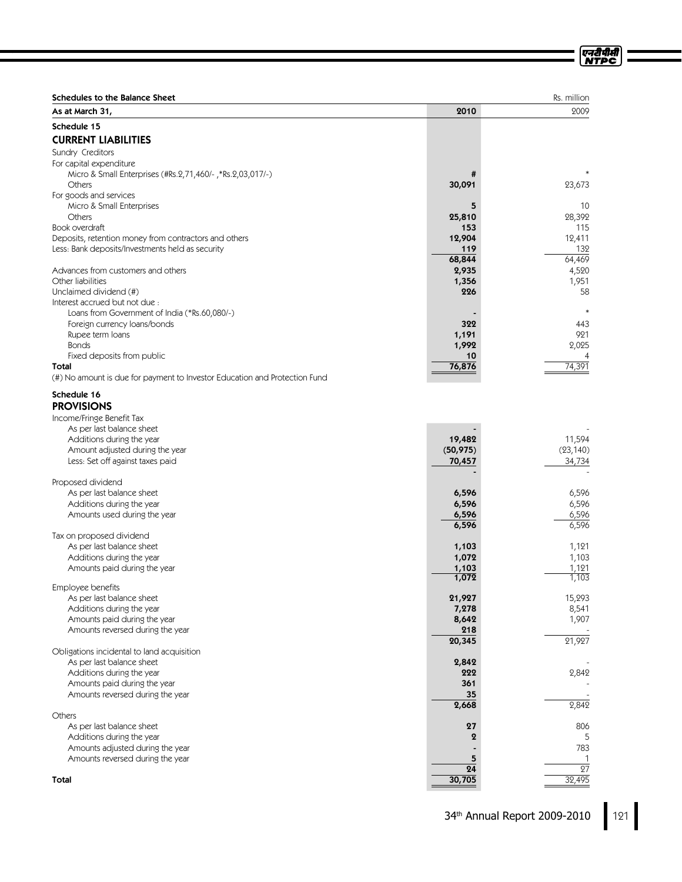## Schedules to the Balance Sheet

Rs. million

| As at March 31, | 2010 | 2009 |
|---|---|---|
| **Schedule 15** | | |
| **CURRENT LIABILITIES** | | |
| Sundry Creditors | | |
| For capital expenditure | | |
| Micro & Small Enterprises (#Rs.2,71,460/- ,*Rs.2,03,017/-) | **#** | * |
| Others | **30,091** | 23,673 |
| For goods and services | | |
| Micro & Small Enterprises | **5** | 10 |
| Others | **25,810** | 28,392 |
| Book overdraft | **153** | 115 |
| Deposits, retention money from contractors and others | **12,904** | 12,411 |
| Less: Bank deposits/Investments held as security | **119** | 132 |
| | **68,844** | 64,469 |
| Advances from customers and others | **2,935** | 4,520 |
| Other liabilities | **1,356** | 1,951 |
| Unclaimed dividend (#) | **226** | 58 |
| Interest accrued but not due : | | |
| Loans from Government of India (*Rs.60,080/-) | **-** | * |
| Foreign currency loans/bonds | **322** | 443 |
| Rupee term loans | **1,191** | 921 |
| Bonds | **1,992** | 2,025 |
| Fixed deposits from public | **10** | 4 |
| **Total** | **76,876** | 74,391 |

(#) No amount is due for payment to Investor Education and Protection Fund

| As at March 31, | 2010 | 2009 |
|---|---|---|
| **Schedule 16** | | |
| **PROVISIONS** | | |
| Income/Fringe Benefit Tax | | |
| As per last balance sheet | **-** | - |
| Additions during the year | **19,482** | 11,594 |
| Amount adjusted during the year | **(50,975)** | (23,140) |
| Less: Set off against taxes paid | **70,457** | 34,734 |
| | **-** | - |
| Proposed dividend | | |
| As per last balance sheet | **6,596** | 6,596 |
| Additions during the year | **6,596** | 6,596 |
| Amounts used during the year | **6,596** | 6,596 |
| | **6,596** | 6,596 |
| Tax on proposed dividend | | |
| As per last balance sheet | **1,103** | 1,121 |
| Additions during the year | **1,072** | 1,103 |
| Amounts paid during the year | **1,103** | 1,121 |
| | **1,072** | 1,103 |
| Employee benefits | | |
| As per last balance sheet | **21,927** | 15,293 |
| Additions during the year | **7,278** | 8,541 |
| Amounts paid during the year | **8,642** | 1,907 |
| Amounts reversed during the year | **218** | - |
| | **20,345** | 21,927 |
| Obligations incidental to land acquisition | | |
| As per last balance sheet | **2,842** | - |
| Additions during the year | **222** | 2,842 |
| Amounts paid during the year | **361** | - |
| Amounts reversed during the year | **35** | - |
| | **2,668** | 2,842 |
| Others | | |
| As per last balance sheet | **27** | 806 |
| Additions during the year | **2** | 5 |
| Amounts adjusted during the year | **-** | 783 |
| Amounts reversed during the year | **5** | 1 |
| | **24** | 27 |
| **Total** | **30,705** | 32,495 |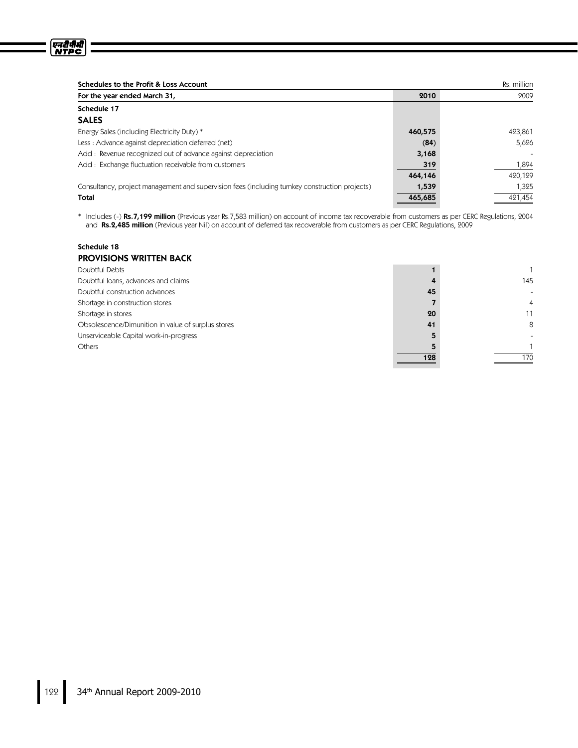## Schedules to the Profit & Loss Account

Rs. million

| For the year ended March 31, | 2010 | 2009 |
|---|---|---|
| **Schedule 17** | | |
| **SALES** | | |
| Energy Sales (including Electricity Duty) * | **460,575** | 423,861 |
| Less : Advance against depreciation deferred (net) | **(84)** | 5,626 |
| Add : Revenue recognized out of advance against depreciation | **3,168** | - |
| Add : Exchange fluctuation receivable from customers | **319** | 1,894 |
| | **464,146** | 420,129 |
| Consultancy, project management and supervision fees (including turnkey construction projects) | **1,539** | 1,325 |
| **Total** | **465,685** | 421,454 |

\* Includes (-) **Rs.7,199 million** (Previous year Rs.7,583 million) on account of income tax recoverable from customers as per CERC Regulations, 2004 and **Rs.2,485 million** (Previous year Nil) on account of deferred tax recoverable from customers as per CERC Regulations, 2009

| | 2010 | 2009 |
|---|---|---|
| **Schedule 18** | | |
| **PROVISIONS WRITTEN BACK** | | |
| Doubtful Debts | **1** | 1 |
| Doubtful loans, advances and claims | **4** | 145 |
| Doubtful construction advances | **45** | - |
| Shortage in construction stores | **7** | 4 |
| Shortage in stores | **20** | 11 |
| Obsolescence/Dimunition in value of surplus stores | **41** | 8 |
| Unserviceable Capital work-in-progress | **5** | - |
| Others | **5** | 1 |
| | **128** | 170 |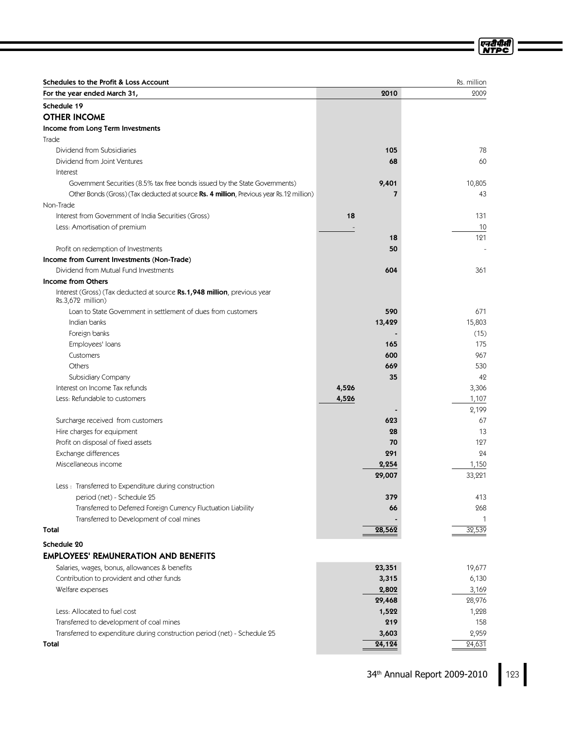## Schedules to the Profit & Loss Account

Rs. million

| For the year ended March 31, | | 2010 | 2009 |
|---|---|---|---|
| **Schedule 19** | | | |
| **OTHER INCOME** | | | |
| **Income from Long Term Investments** | | | |
| Trade | | | |
| Dividend from Subsidiaries | | 105 | 78 |
| Dividend from Joint Ventures | | 68 | 60 |
| Interest | | | |
| Government Securities (8.5% tax free bonds issued by the State Governments) | | 9,401 | 10,805 |
| Other Bonds (Gross) (Tax deducted at source **Rs. 4 million**, Previous year Rs.12 million) | | 7 | 43 |
| Non-Trade | | | |
| Interest from Government of India Securities (Gross) | 18 | | 131 |
| Less: Amortisation of premium | - | | 10 |
| | | 18 | 121 |
| Profit on redemption of Investments | | 50 | - |
| **Income from Current Investments (Non-Trade)** | | | |
| Dividend from Mutual Fund Investments | | 604 | 361 |
| **Income from Others** | | | |
| Interest (Gross) (Tax deducted at source **Rs.1,948 million**, previous year Rs.3,672 million) | | | |
| Loan to State Government in settlement of dues from customers | | 590 | 671 |
| Indian banks | | 13,429 | 15,803 |
| Foreign banks | | - | (15) |
| Employees' loans | | 165 | 175 |
| Customers | | 600 | 967 |
| Others | | 669 | 530 |
| Subsidiary Company | | 35 | 42 |
| Interest on Income Tax refunds | 4,526 | | 3,306 |
| Less: Refundable to customers | 4,526 | | 1,107 |
| | | - | 2,199 |
| Surcharge received from customers | | 623 | 67 |
| Hire charges for equipment | | 28 | 13 |
| Profit on disposal of fixed assets | | 70 | 127 |
| Exchange differences | | 291 | 24 |
| Miscellaneous income | | 2,254 | 1,150 |
| | | 29,007 | 33,221 |
| Less : Transferred to Expenditure during construction period (net) - Schedule 25 | | 379 | 413 |
| Transferred to Deferred Foreign Currency Fluctuation Liability | | 66 | 268 |
| Transferred to Development of coal mines | | - | 1 |
| **Total** | | 28,562 | 32,539 |

| | 2010 | 2009 |
|---|---|---|
| **Schedule 20** | | |
| **EMPLOYEES' REMUNERATION AND BENEFITS** | | |
| Salaries, wages, bonus, allowances & benefits | 23,351 | 19,677 |
| Contribution to provident and other funds | 3,315 | 6,130 |
| Welfare expenses | 2,802 | 3,169 |
| | 29,468 | 28,976 |
| Less: Allocated to fuel cost | 1,522 | 1,228 |
| Transferred to development of coal mines | 219 | 158 |
| Transferred to expenditure during construction period (net) - Schedule 25 | 3,603 | 2,959 |
| **Total** | 24,124 | 24,631 |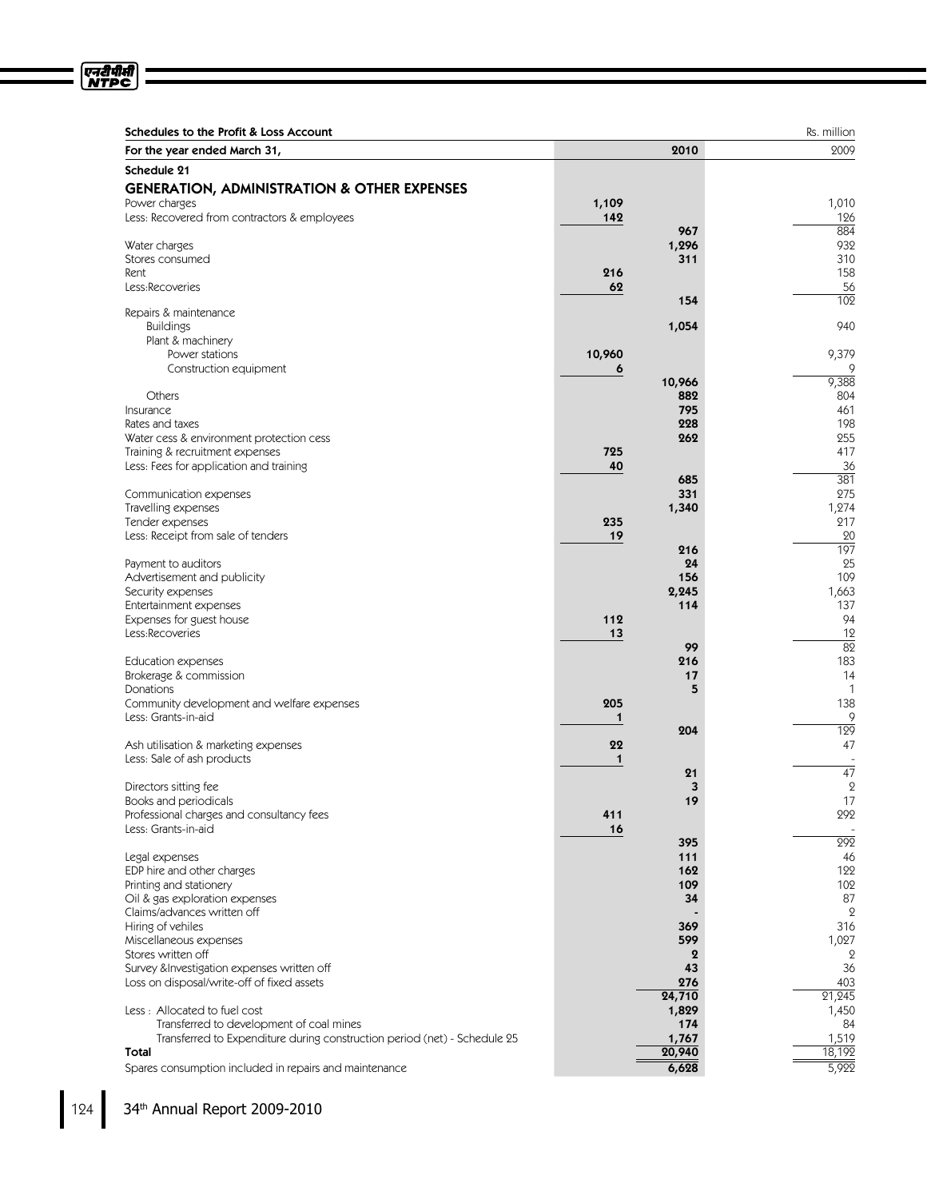## Schedules to the Profit & Loss Account

Rs. million

| For the year ended March 31, | | 2010 | 2009 |
|---|---|---|---|
| **Schedule 21** | | | |
| **GENERATION, ADMINISTRATION & OTHER EXPENSES** | | | |
| Power charges | 1,109 | | 1,010 |
| Less: Recovered from contractors & employees | 142 | | 126 |
| | | 967 | 884 |
| Water charges | | 1,296 | 932 |
| Stores consumed | | 311 | 310 |
| Rent | 216 | | 158 |
| Less:Recoveries | 62 | | 56 |
| | | 154 | 102 |
| Repairs & maintenance | | | |
| Buildings | | 1,054 | 940 |
| Plant & machinery | | | |
| Power stations | 10,960 | | 9,379 |
| Construction equipment | 6 | | 9 |
| | | 10,966 | 9,388 |
| Others | | 882 | 804 |
| Insurance | | 795 | 461 |
| Rates and taxes | | 228 | 198 |
| Water cess & environment protection cess | | 262 | 255 |
| Training & recruitment expenses | 725 | | 417 |
| Less: Fees for application and training | 40 | | 36 |
| | | 685 | 381 |
| Communication expenses | | 331 | 275 |
| Travelling expenses | | 1,340 | 1,274 |
| Tender expenses | 235 | | 217 |
| Less: Receipt from sale of tenders | 19 | | 20 |
| | | 216 | 197 |
| Payment to auditors | | 24 | 25 |
| Advertisement and publicity | | 156 | 109 |
| Security expenses | | 2,245 | 1,663 |
| Entertainment expenses | | 114 | 137 |
| Expenses for guest house | 112 | | 94 |
| Less:Recoveries | 13 | | 12 |
| | | 99 | 82 |
| Education expenses | | 216 | 183 |
| Brokerage & commission | | 17 | 14 |
| Donations | | 5 | 1 |
| Community development and welfare expenses | 205 | | 138 |
| Less: Grants-in-aid | 1 | | 9 |
| | | 204 | 129 |
| Ash utilisation & marketing expenses | 22 | | 47 |
| Less: Sale of ash products | 1 | | - |
| | | 21 | 47 |
| Directors sitting fee | | 3 | 2 |
| Books and periodicals | | 19 | 17 |
| Professional charges and consultancy fees | 411 | | 292 |
| Less: Grants-in-aid | 16 | | - |
| | | 395 | 292 |
| Legal expenses | | 111 | 46 |
| EDP hire and other charges | | 162 | 122 |
| Printing and stationery | | 109 | 102 |
| Oil & gas exploration expenses | | 34 | 87 |
| Claims/advances written off | | - | 2 |
| Hiring of vehiles | | 369 | 316 |
| Miscellaneous expenses | | 599 | 1,027 |
| Stores written off | | 2 | 2 |
| Survey &Investigation expenses written off | | 43 | 36 |
| Loss on disposal/write-off of fixed assets | | 276 | 403 |
| | | 24,710 | 21,245 |
| Less : Allocated to fuel cost | | 1,829 | 1,450 |
| Transferred to development of coal mines | | 174 | 84 |
| Transferred to Expenditure during construction period (net) - Schedule 25 | | 1,767 | 1,519 |
| **Total** | | 20,940 | 18,192 |
| Spares consumption included in repairs and maintenance | | 6,628 | 5,922 |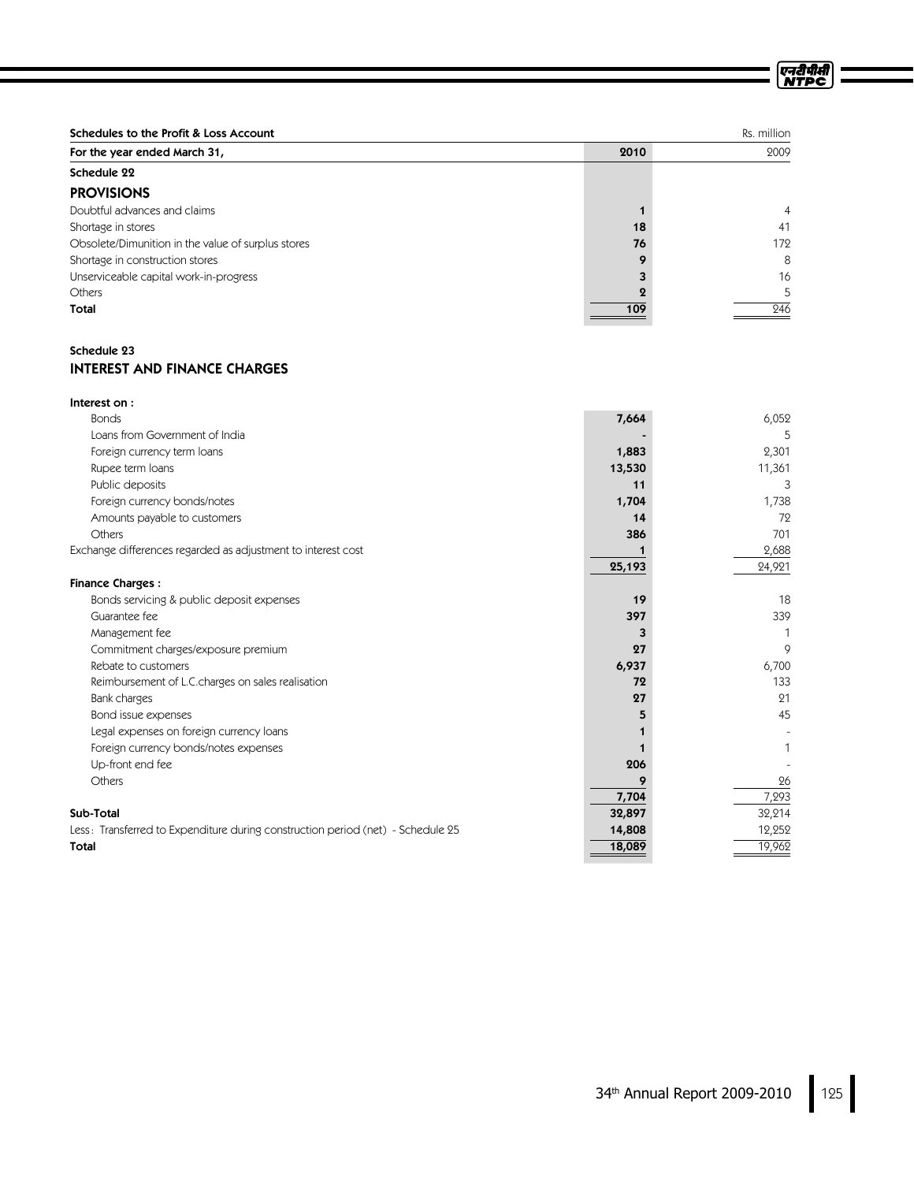## Schedules to the Profit & Loss Account

Rs. million

| For the year ended March 31, | 2010 | 2009 |
|---|---|---|
| **Schedule 22** | | |
| **PROVISIONS** | | |
| Doubtful advances and claims | 1 | 4 |
| Shortage in stores | 18 | 41 |
| Obsolete/Dimunition in the value of surplus stores | 76 | 172 |
| Shortage in construction stores | 9 | 8 |
| Unserviceable capital work-in-progress | 3 | 16 |
| Others | 2 | 5 |
| **Total** | 109 | 246 |

### Schedule 23

### INTEREST AND FINANCE CHARGES

| | 2010 | 2009 |
|---|---|---|
| **Interest on :** | | |
| Bonds | 7,664 | 6,052 |
| Loans from Government of India | - | 5 |
| Foreign currency term loans | 1,883 | 2,301 |
| Rupee term loans | 13,530 | 11,361 |
| Public deposits | 11 | 3 |
| Foreign currency bonds/notes | 1,704 | 1,738 |
| Amounts payable to customers | 14 | 72 |
| Others | 386 | 701 |
| Exchange differences regarded as adjustment to interest cost | 1 | 2,688 |
| | 25,193 | 24,921 |
| **Finance Charges :** | | |
| Bonds servicing & public deposit expenses | 19 | 18 |
| Guarantee fee | 397 | 339 |
| Management fee | 3 | 1 |
| Commitment charges/exposure premium | 27 | 9 |
| Rebate to customers | 6,937 | 6,700 |
| Reimbursement of L.C.charges on sales realisation | 72 | 133 |
| Bank charges | 27 | 21 |
| Bond issue expenses | 5 | 45 |
| Legal expenses on foreign currency loans | 1 | - |
| Foreign currency bonds/notes expenses | 1 | 1 |
| Up-front end fee | 206 | - |
| Others | 9 | 26 |
| | 7,704 | 7,293 |
| **Sub-Total** | 32,897 | 32,214 |
| Less: Transferred to Expenditure during construction period (net) - Schedule 25 | 14,808 | 12,252 |
| **Total** | 18,089 | 19,962 |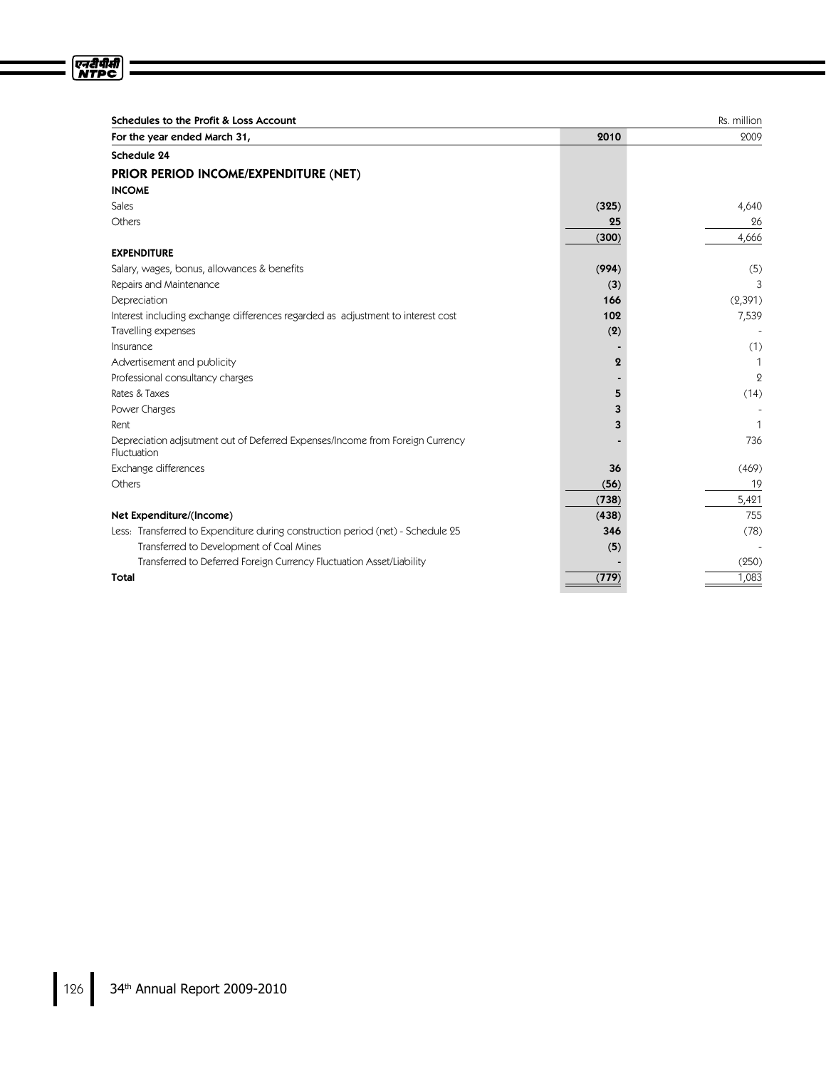Schedules to the Profit & Loss Account

Rs. million

| For the year ended March 31, | 2010 | 2009 |
|---|---|---|
| **Schedule 24** | | |
| **PRIOR PERIOD INCOME/EXPENDITURE (NET)** | | |
| **INCOME** | | |
| Sales | (325) | 4,640 |
| Others | 25 | 26 |
| | (300) | 4,666 |
| **EXPENDITURE** | | |
| Salary, wages, bonus, allowances & benefits | (994) | (5) |
| Repairs and Maintenance | (3) | 3 |
| Depreciation | 166 | (2,391) |
| Interest including exchange differences regarded as adjustment to interest cost | 102 | 7,539 |
| Travelling expenses | (2) | - |
| Insurance | - | (1) |
| Advertisement and publicity | 2 | 1 |
| Professional consultancy charges | - | 2 |
| Rates & Taxes | 5 | (14) |
| Power Charges | 3 | - |
| Rent | 3 | 1 |
| Depreciation adjsutment out of Deferred Expenses/Income from Foreign Currency Fluctuation | - | 736 |
| Exchange differences | 36 | (469) |
| Others | (56) | 19 |
| | (738) | 5,421 |
| **Net Expenditure/(Income)** | (438) | 755 |
| Less: Transferred to Expenditure during construction period (net) - Schedule 25 | 346 | (78) |
| Transferred to Development of Coal Mines | (5) | - |
| Transferred to Deferred Foreign Currency Fluctuation Asset/Liability | - | (250) |
| **Total** | (779) | 1,083 |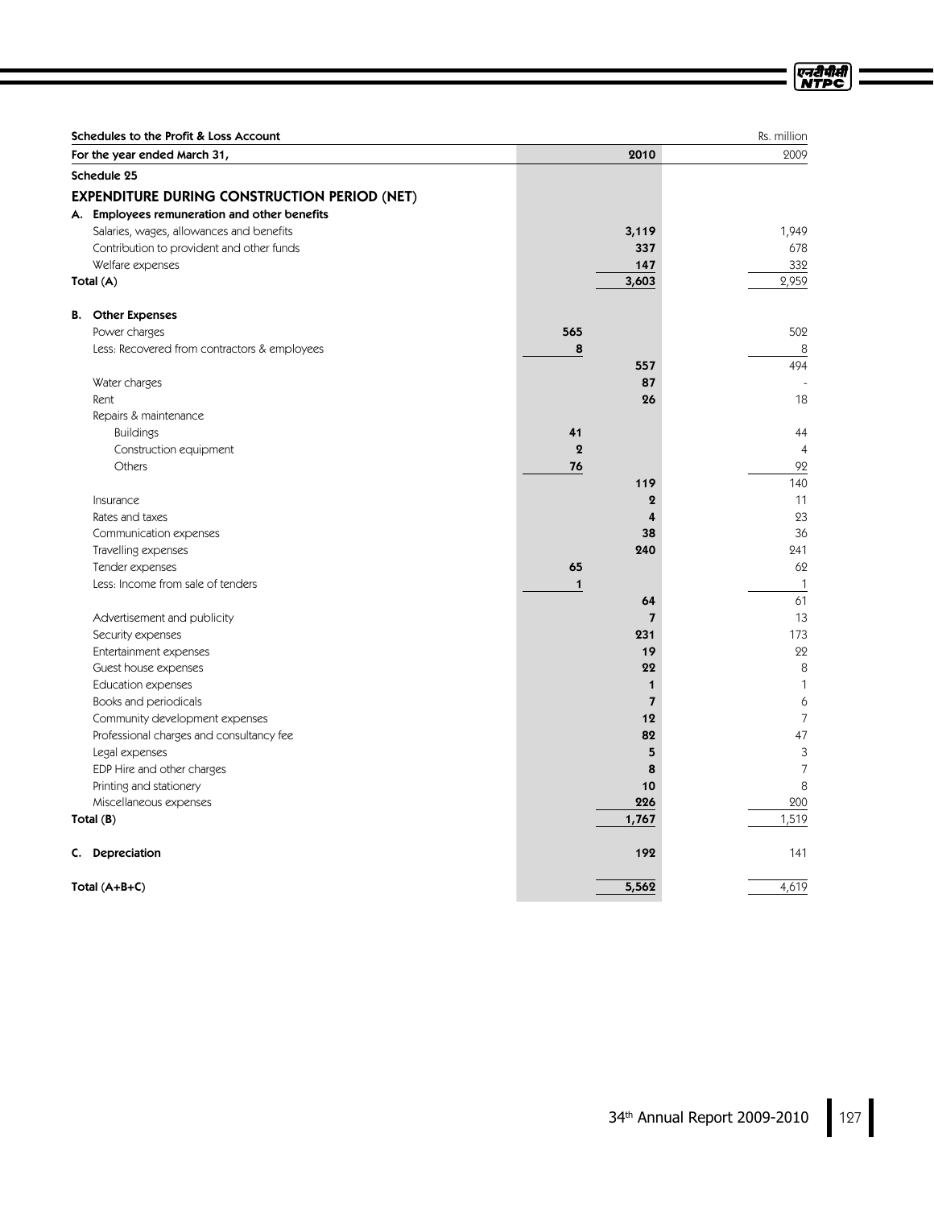Schedules to the Profit & Loss Account

| For the year ended March 31, | | 2010 | 2009 |
|---|---|---|---|
| **Schedule 25** | | | |
| **EXPENDITURE DURING CONSTRUCTION PERIOD (NET)** | | | |
| **A. Employees remuneration and other benefits** | | | |
| Salaries, wages, allowances and benefits | | 3,119 | 1,949 |
| Contribution to provident and other funds | | 337 | 678 |
| Welfare expenses | | 147 | 332 |
| **Total (A)** | | 3,603 | 2,959 |
| **B. Other Expenses** | | | |
| Power charges | 565 | | 502 |
| Less: Recovered from contractors & employees | 8 | | 8 |
| | | 557 | 494 |
| Water charges | | 87 | - |
| Rent | | 26 | 18 |
| Repairs & maintenance | | | |
| Buildings | 41 | | 44 |
| Construction equipment | 2 | | 4 |
| Others | 76 | | 92 |
| | | 119 | 140 |
| Insurance | | 2 | 11 |
| Rates and taxes | | 4 | 23 |
| Communication expenses | | 38 | 36 |
| Travelling expenses | | 240 | 241 |
| Tender expenses | 65 | | 62 |
| Less: Income from sale of tenders | 1 | | 1 |
| | | 64 | 61 |
| Advertisement and publicity | | 7 | 13 |
| Security expenses | | 231 | 173 |
| Entertainment expenses | | 19 | 22 |
| Guest house expenses | | 22 | 8 |
| Education expenses | | 1 | 1 |
| Books and periodicals | | 7 | 6 |
| Community development expenses | | 12 | 7 |
| Professional charges and consultancy fee | | 82 | 47 |
| Legal expenses | | 5 | 3 |
| EDP Hire and other charges | | 8 | 7 |
| Printing and stationery | | 10 | 8 |
| Miscellaneous expenses | | 226 | 200 |
| **Total (B)** | | 1,767 | 1,519 |
| **C. Depreciation** | | 192 | 141 |
| **Total (A+B+C)** | | 5,562 | 4,619 |

Rs. million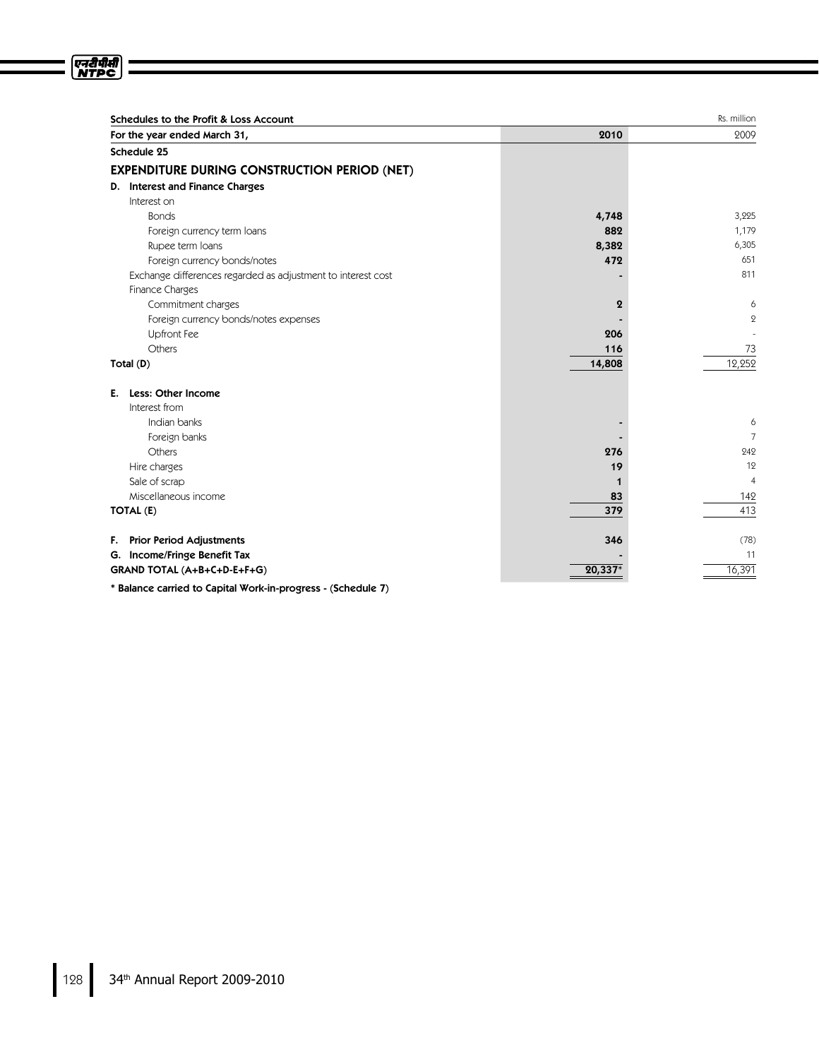**Schedules to the Profit & Loss Account**

Rs. million

| For the year ended March 31, | 2010 | 2009 |
|---|---|---|
| **Schedule 25** | | |
| **EXPENDITURE DURING CONSTRUCTION PERIOD (NET)** | | |
| **D. Interest and Finance Charges** | | |
| Interest on | | |
| Bonds | **4,748** | 3,225 |
| Foreign currency term loans | **882** | 1,179 |
| Rupee term loans | **8,382** | 6,305 |
| Foreign currency bonds/notes | **472** | 651 |
| Exchange differences regarded as adjustment to interest cost | **-** | 811 |
| Finance Charges | | |
| Commitment charges | **2** | 6 |
| Foreign currency bonds/notes expenses | **-** | 2 |
| Upfront Fee | **206** | - |
| Others | **116** | 73 |
| **Total (D)** | **14,808** | 12,252 |
| **E. Less: Other Income** | | |
| Interest from | | |
| Indian banks | **-** | 6 |
| Foreign banks | **-** | 7 |
| Others | **276** | 242 |
| Hire charges | **19** | 12 |
| Sale of scrap | **1** | 4 |
| Miscellaneous income | **83** | 142 |
| **TOTAL (E)** | **379** | 413 |
| **F. Prior Period Adjustments** | **346** | (78) |
| **G. Income/Fringe Benefit Tax** | **-** | 11 |
| **GRAND TOTAL (A+B+C+D-E+F+G)** | **20,337*** | 16,391 |

**\* Balance carried to Capital Work-in-progress - (Schedule 7)**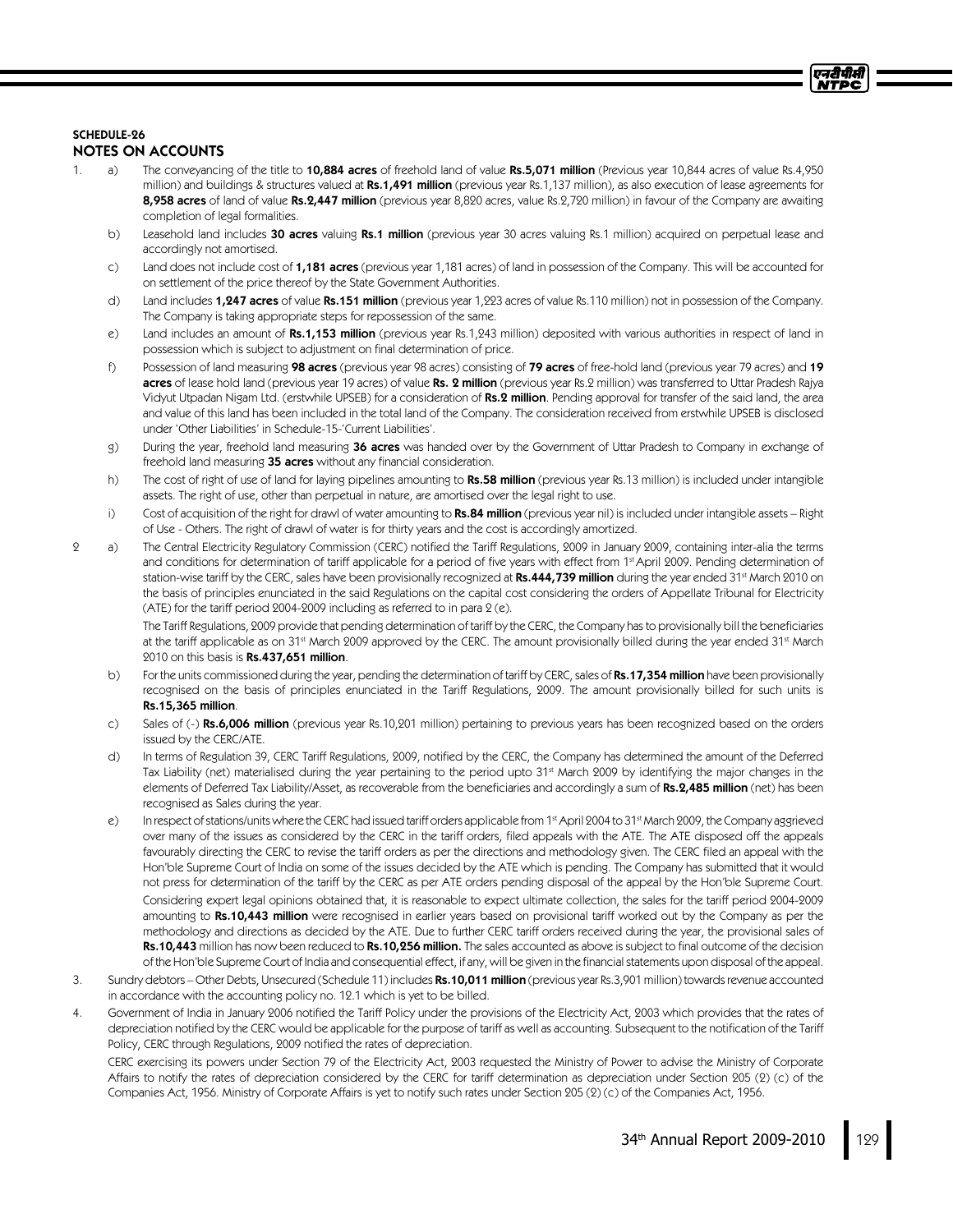## SCHEDULE-26

## NOTES ON ACCOUNTS

1. a) The conveyancing of the title to **10,884 acres** of freehold land of value **Rs.5,071 million** (Previous year 10,844 acres of value Rs.4,950 million) and buildings & structures valued at **Rs.1,491 million** (previous year Rs.1,137 million), as also execution of lease agreements for **8,958 acres** of land of value **Rs.2,447 million** (previous year 8,820 acres, value Rs.2,720 million) in favour of the Company are awaiting completion of legal formalities.

   b) Leasehold land includes **30 acres** valuing **Rs.1 million** (previous year 30 acres valuing Rs.1 million) acquired on perpetual lease and accordingly not amortised.

   c) Land does not include cost of **1,181 acres** (previous year 1,181 acres) of land in possession of the Company. This will be accounted for on settlement of the price thereof by the State Government Authorities.

   d) Land includes **1,247 acres** of value **Rs.151 million** (previous year 1,223 acres of value Rs.110 million) not in possession of the Company. The Company is taking appropriate steps for repossession of the same.

   e) Land includes an amount of **Rs.1,153 million** (previous year Rs.1,243 million) deposited with various authorities in respect of land in possession which is subject to adjustment on final determination of price.

   f) Possession of land measuring **98 acres** (previous year 98 acres) consisting of **79 acres** of free-hold land (previous year 79 acres) and **19 acres** of lease hold land (previous year 19 acres) of value **Rs. 2 million** (previous year Rs.2 million) was transferred to Uttar Pradesh Rajya Vidyut Utpadan Nigam Ltd. (erstwhile UPSEB) for a consideration of **Rs.2 million**. Pending approval for transfer of the said land, the area and value of this land has been included in the total land of the Company. The consideration received from erstwhile UPSEB is disclosed under 'Other Liabilities' in Schedule-15-'Current Liabilities'.

   g) During the year, freehold land measuring **36 acres** was handed over by the Government of Uttar Pradesh to Company in exchange of freehold land measuring **35 acres** without any financial consideration.

   h) The cost of right of use of land for laying pipelines amounting to **Rs.58 million** (previous year Rs.13 million) is included under intangible assets. The right of use, other than perpetual in nature, are amortised over the legal right to use.

   i) Cost of acquisition of the right for drawl of water amounting to **Rs.84 million** (previous year nil) is included under intangible assets – Right of Use - Others. The right of drawl of water is for thirty years and the cost is accordingly amortized.

2. a) The Central Electricity Regulatory Commission (CERC) notified the Tariff Regulations, 2009 in January 2009, containing inter-alia the terms and conditions for determination of tariff applicable for a period of five years with effect from 1st April 2009. Pending determination of station-wise tariff by the CERC, sales have been provisionally recognized at **Rs.444,739 million** during the year ended 31st March 2010 on the basis of principles enunciated in the said Regulations on the capital cost considering the orders of Appellate Tribunal for Electricity (ATE) for the tariff period 2004-2009 including as referred to in para 2 (e).

   The Tariff Regulations, 2009 provide that pending determination of tariff by the CERC, the Company has to provisionally bill the beneficiaries at the tariff applicable as on 31st March 2009 approved by the CERC. The amount provisionally billed during the year ended 31st March 2010 on this basis is **Rs.437,651 million**.

   b) For the units commissioned during the year, pending the determination of tariff by CERC, sales of **Rs.17,354 million** have been provisionally recognised on the basis of principles enunciated in the Tariff Regulations, 2009. The amount provisionally billed for such units is **Rs.15,365 million**.

   c) Sales of (-) **Rs.6,006 million** (previous year Rs.10,201 million) pertaining to previous years has been recognized based on the orders issued by the CERC/ATE.

   d) In terms of Regulation 39, CERC Tariff Regulations, 2009, notified by the CERC, the Company has determined the amount of the Deferred Tax Liability (net) materialised during the year pertaining to the period upto 31st March 2009 by identifying the major changes in the elements of Deferred Tax Liability/Asset, as recoverable from the beneficiaries and accordingly a sum of **Rs.2,485 million** (net) has been recognised as Sales during the year.

   e) In respect of stations/units where the CERC had issued tariff orders applicable from 1st April 2004 to 31st March 2009, the Company aggrieved over many of the issues as considered by the CERC in the tariff orders, filed appeals with the ATE. The ATE disposed off the appeals favourably directing the CERC to revise the tariff orders as per the directions and methodology given. The CERC filed an appeal with the Hon'ble Supreme Court of India on some of the issues decided by the ATE which is pending. The Company has submitted that it would not press for determination of the tariff by the CERC as per ATE orders pending disposal of the appeal by the Hon'ble Supreme Court.

   Considering expert legal opinions obtained that, it is reasonable to expect ultimate collection, the sales for the tariff period 2004-2009 amounting to **Rs.10,443 million** were recognised in earlier years based on provisional tariff worked out by the Company as per the methodology and directions as decided by the ATE. Due to further CERC tariff orders received during the year, the provisional sales of **Rs.10,443** million has now been reduced to **Rs.10,256 million.** The sales accounted as above is subject to final outcome of the decision of the Hon'ble Supreme Court of India and consequential effect, if any, will be given in the financial statements upon disposal of the appeal.

3. Sundry debtors – Other Debts, Unsecured (Schedule 11) includes **Rs.10,011 million** (previous year Rs.3,901 million) towards revenue accounted in accordance with the accounting policy no. 12.1 which is yet to be billed.

4. Government of India in January 2006 notified the Tariff Policy under the provisions of the Electricity Act, 2003 which provides that the rates of depreciation notified by the CERC would be applicable for the purpose of tariff as well as accounting. Subsequent to the notification of the Tariff Policy, CERC through Regulations, 2009 notified the rates of depreciation.

   CERC exercising its powers under Section 79 of the Electricity Act, 2003 requested the Ministry of Power to advise the Ministry of Corporate Affairs to notify the rates of depreciation considered by the CERC for tariff determination as depreciation under Section 205 (2) (c) of the Companies Act, 1956. Ministry of Corporate Affairs is yet to notify such rates under Section 205 (2) (c) of the Companies Act, 1956.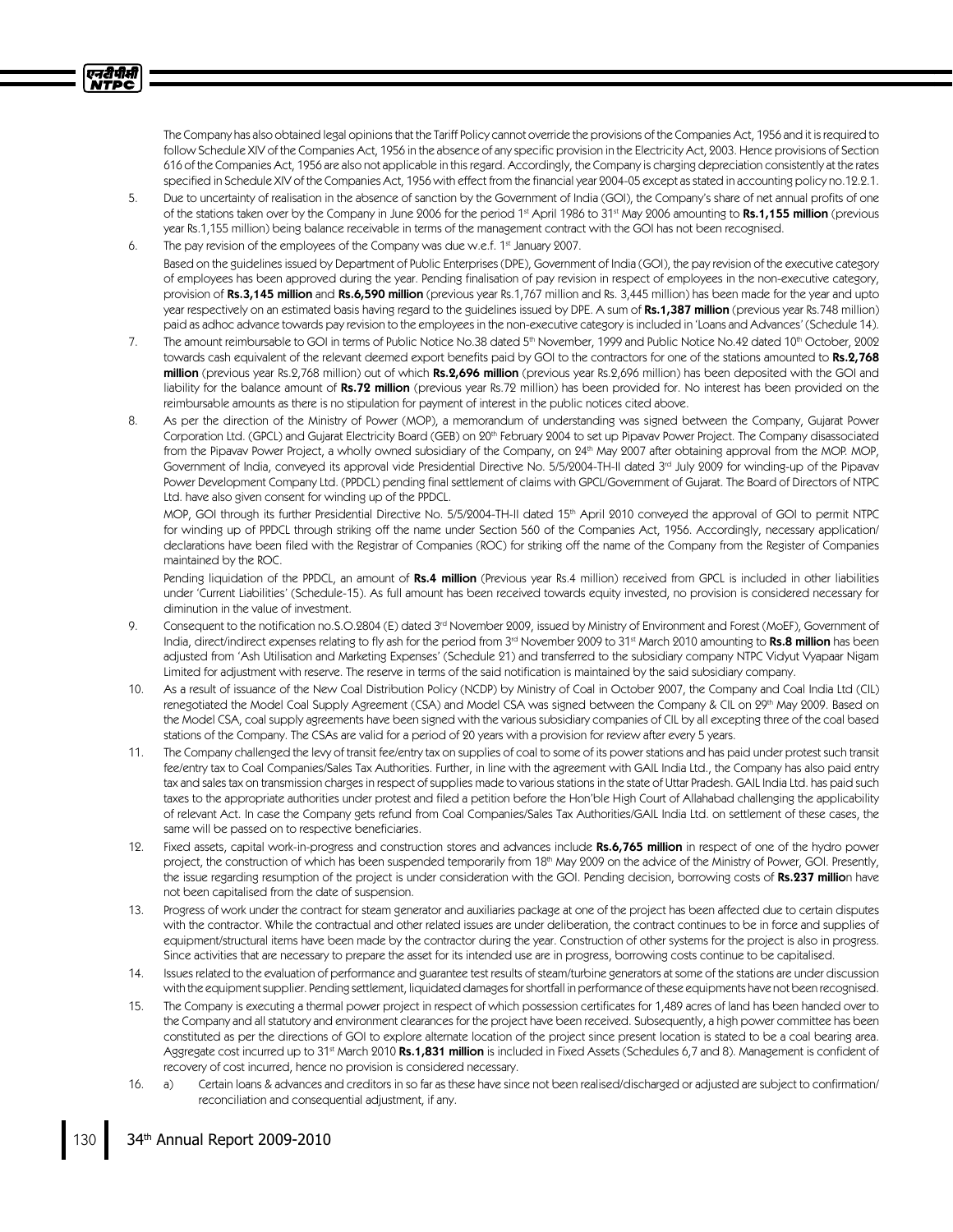The Company has also obtained legal opinions that the Tariff Policy cannot override the provisions of the Companies Act, 1956 and it is required to follow Schedule XIV of the Companies Act, 1956 in the absence of any specific provision in the Electricity Act, 2003. Hence provisions of Section 616 of the Companies Act, 1956 are also not applicable in this regard. Accordingly, the Company is charging depreciation consistently at the rates specified in Schedule XIV of the Companies Act, 1956 with effect from the financial year 2004-05 except as stated in accounting policy no.12.2.1.

5. Due to uncertainty of realisation in the absence of sanction by the Government of India (GOI), the Company's share of net annual profits of one of the stations taken over by the Company in June 2006 for the period 1st April 1986 to 31st May 2006 amounting to **Rs.1,155 million** (previous year Rs.1,155 million) being balance receivable in terms of the management contract with the GOI has not been recognised.

6. The pay revision of the employees of the Company was due w.e.f. 1st January 2007.

   Based on the guidelines issued by Department of Public Enterprises (DPE), Government of India (GOI), the pay revision of the executive category of employees has been approved during the year. Pending finalisation of pay revision in respect of employees in the non-executive category, provision of **Rs.3,145 million** and **Rs.6,590 million** (previous year Rs.1,767 million and Rs. 3,445 million) has been made for the year and upto year respectively on an estimated basis having regard to the guidelines issued by DPE. A sum of **Rs.1,387 million** (previous year Rs.748 million) paid as adhoc advance towards pay revision to the employees in the non-executive category is included in 'Loans and Advances' (Schedule 14).

7. The amount reimbursable to GOI in terms of Public Notice No.38 dated 5th November, 1999 and Public Notice No.42 dated 10th October, 2002 towards cash equivalent of the relevant deemed export benefits paid by GOI to the contractors for one of the stations amounted to **Rs.2,768 million** (previous year Rs.2,768 million) out of which **Rs.2,696 million** (previous year Rs.2,696 million) has been deposited with the GOI and liability for the balance amount of **Rs.72 million** (previous year Rs.72 million) has been provided for. No interest has been provided on the reimbursable amounts as there is no stipulation for payment of interest in the public notices cited above.

8. As per the direction of the Ministry of Power (MOP), a memorandum of understanding was signed between the Company, Gujarat Power Corporation Ltd. (GPCL) and Gujarat Electricity Board (GEB) on 20th February 2004 to set up Pipavav Power Project. The Company disassociated from the Pipavav Power Project, a wholly owned subsidiary of the Company, on 24th May 2007 after obtaining approval from the MOP. MOP, Government of India, conveyed its approval vide Presidential Directive No. 5/5/2004-TH-II dated 3rd July 2009 for winding-up of the Pipavav Power Development Company Ltd. (PPDCL) pending final settlement of claims with GPCL/Government of Gujarat. The Board of Directors of NTPC Ltd. have also given consent for winding up of the PPDCL.

   MOP, GOI through its further Presidential Directive No. 5/5/2004-TH-II dated 15th April 2010 conveyed the approval of GOI to permit NTPC for winding up of PPDCL through striking off the name under Section 560 of the Companies Act, 1956. Accordingly, necessary application/ declarations have been filed with the Registrar of Companies (ROC) for striking off the name of the Company from the Register of Companies maintained by the ROC.

   Pending liquidation of the PPDCL, an amount of **Rs.4 million** (Previous year Rs.4 million) received from GPCL is included in other liabilities under 'Current Liabilities' (Schedule-15). As full amount has been received towards equity invested, no provision is considered necessary for diminution in the value of investment.

9. Consequent to the notification no.S.O.2804 (E) dated 3rd November 2009, issued by Ministry of Environment and Forest (MoEF), Government of India, direct/indirect expenses relating to fly ash for the period from 3rd November 2009 to 31st March 2010 amounting to **Rs.8 million** has been adjusted from 'Ash Utilisation and Marketing Expenses' (Schedule 21) and transferred to the subsidiary company NTPC Vidyut Vyapaar Nigam Limited for adjustment with reserve. The reserve in terms of the said notification is maintained by the said subsidiary company.

10. As a result of issuance of the New Coal Distribution Policy (NCDP) by Ministry of Coal in October 2007, the Company and Coal India Ltd (CIL) renegotiated the Model Coal Supply Agreement (CSA) and Model CSA was signed between the Company & CIL on 29th May 2009. Based on the Model CSA, coal supply agreements have been signed with the various subsidiary companies of CIL by all excepting three of the coal based stations of the Company. The CSAs are valid for a period of 20 years with a provision for review after every 5 years.

11. The Company challenged the levy of transit fee/entry tax on supplies of coal to some of its power stations and has paid under protest such transit fee/entry tax to Coal Companies/Sales Tax Authorities. Further, in line with the agreement with GAIL India Ltd., the Company has also paid entry tax and sales tax on transmission charges in respect of supplies made to various stations in the state of Uttar Pradesh. GAIL India Ltd. has paid such taxes to the appropriate authorities under protest and filed a petition before the Hon'ble High Court of Allahabad challenging the applicability of relevant Act. In case the Company gets refund from Coal Companies/Sales Tax Authorities/GAIL India Ltd. on settlement of these cases, the same will be passed on to respective beneficiaries.

12. Fixed assets, capital work-in-progress and construction stores and advances include **Rs.6,765 million** in respect of one of the hydro power project, the construction of which has been suspended temporarily from 18th May 2009 on the advice of the Ministry of Power, GOI. Presently, the issue regarding resumption of the project is under consideration with the GOI. Pending decision, borrowing costs of **Rs.237 million** have not been capitalised from the date of suspension.

13. Progress of work under the contract for steam generator and auxiliaries package at one of the project has been affected due to certain disputes with the contractor. While the contractual and other related issues are under deliberation, the contract continues to be in force and supplies of equipment/structural items have been made by the contractor during the year. Construction of other systems for the project is also in progress. Since activities that are necessary to prepare the asset for its intended use are in progress, borrowing costs continue to be capitalised.

14. Issues related to the evaluation of performance and guarantee test results of steam/turbine generators at some of the stations are under discussion with the equipment supplier. Pending settlement, liquidated damages for shortfall in performance of these equipments have not been recognised.

15. The Company is executing a thermal power project in respect of which possession certificates for 1,489 acres of land has been handed over to the Company and all statutory and environment clearances for the project have been received. Subsequently, a high power committee has been constituted as per the directions of GOI to explore alternate location of the project since present location is stated to be a coal bearing area. Aggregate cost incurred up to 31st March 2010 **Rs.1,831 million** is included in Fixed Assets (Schedules 6,7 and 8). Management is confident of recovery of cost incurred, hence no provision is considered necessary.

16. a) Certain loans & advances and creditors in so far as these have since not been realised/discharged or adjusted are subject to confirmation/ reconciliation and consequential adjustment, if any.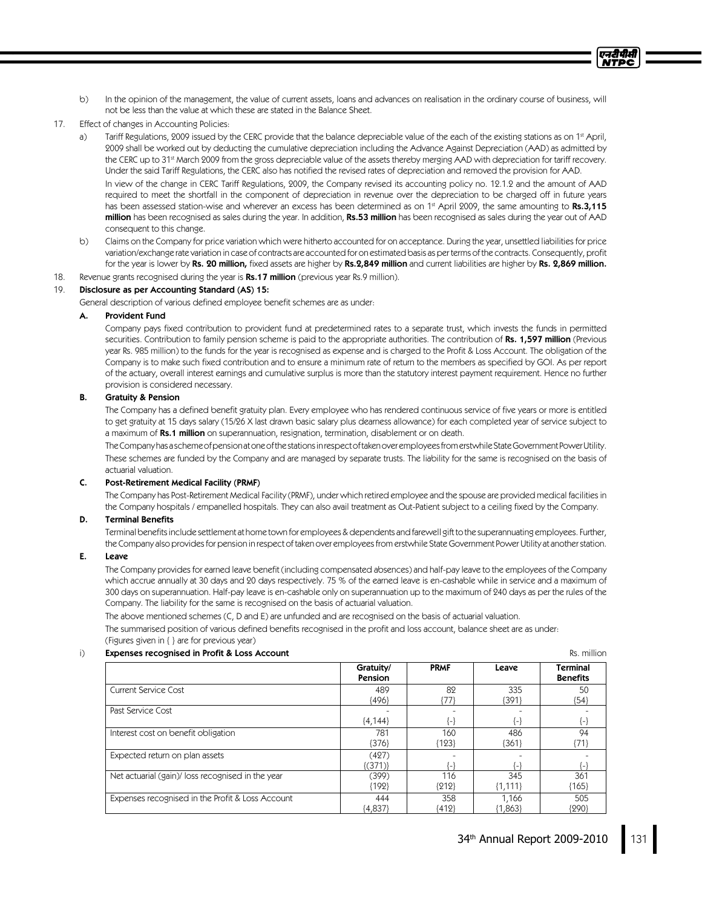b) In the opinion of the management, the value of current assets, loans and advances on realisation in the ordinary course of business, will not be less than the value at which these are stated in the Balance Sheet.

17. Effect of changes in Accounting Policies:

a) Tariff Regulations, 2009 issued by the CERC provide that the balance depreciable value of the each of the existing stations as on 1st April, 2009 shall be worked out by deducting the cumulative depreciation including the Advance Against Depreciation (AAD) as admitted by the CERC up to 31st March 2009 from the gross depreciable value of the assets thereby merging AAD with depreciation for tariff recovery. Under the said Tariff Regulations, the CERC also has notified the revised rates of depreciation and removed the provision for AAD.

In view of the change in CERC Tariff Regulations, 2009, the Company revised its accounting policy no. 12.1.2 and the amount of AAD required to meet the shortfall in the component of depreciation in revenue over the depreciation to be charged off in future years has been assessed station-wise and wherever an excess has been determined as on 1st April 2009, the same amounting to **Rs.3,115 million** has been recognised as sales during the year. In addition, **Rs.53 million** has been recognised as sales during the year out of AAD consequent to this change.

b) Claims on the Company for price variation which were hitherto accounted for on acceptance. During the year, unsettled liabilities for price variation/exchange rate variation in case of contracts are accounted for on estimated basis as per terms of the contracts. Consequently, profit for the year is lower by **Rs. 20 million,** fixed assets are higher by **Rs.2,849 million** and current liabilities are higher by **Rs. 2,869 million.**

18. Revenue grants recognised during the year is **Rs.17 million** (previous year Rs.9 million).

19. **Disclosure as per Accounting Standard (AS) 15:**

General description of various defined employee benefit schemes are as under:

**A. Provident Fund**

Company pays fixed contribution to provident fund at predetermined rates to a separate trust, which invests the funds in permitted securities. Contribution to family pension scheme is paid to the appropriate authorities. The contribution of **Rs. 1,597 million** (Previous year Rs. 985 million) to the funds for the year is recognised as expense and is charged to the Profit & Loss Account. The obligation of the Company is to make such fixed contribution and to ensure a minimum rate of return to the members as specified by GOI. As per report of the actuary, overall interest earnings and cumulative surplus is more than the statutory interest payment requirement. Hence no further provision is considered necessary.

**B. Gratuity & Pension**

The Company has a defined benefit gratuity plan. Every employee who has rendered continuous service of five years or more is entitled to get gratuity at 15 days salary (15/26 X last drawn basic salary plus dearness allowance) for each completed year of service subject to a maximum of **Rs.1 million** on superannuation, resignation, termination, disablement or on death.

The Company has a scheme of pension at one of the stations in respect of taken over employees from erstwhile State Government Power Utility.

These schemes are funded by the Company and are managed by separate trusts. The liability for the same is recognised on the basis of actuarial valuation.

**C. Post-Retirement Medical Facility (PRMF)**

The Company has Post-Retirement Medical Facility (PRMF), under which retired employee and the spouse are provided medical facilities in the Company hospitals / empanelled hospitals. They can also avail treatment as Out-Patient subject to a ceiling fixed by the Company.

**D. Terminal Benefits**

Terminal benefits include settlement at home town for employees & dependents and farewell gift to the superannuating employees. Further, the Company also provides for pension in respect of taken over employees from erstwhile State Government Power Utility at another station.

**E. Leave**

The Company provides for earned leave benefit (including compensated absences) and half-pay leave to the employees of the Company which accrue annually at 30 days and 20 days respectively. 75 % of the earned leave is en-cashable while in service and a maximum of 300 days on superannuation. Half-pay leave is en-cashable only on superannuation up to the maximum of 240 days as per the rules of the Company. The liability for the same is recognised on the basis of actuarial valuation.

The above mentioned schemes (C, D and E) are unfunded and are recognised on the basis of actuarial valuation.

The summarised position of various defined benefits recognised in the profit and loss account, balance sheet are as under:

(Figures given in { } are for previous year)

i) **Expenses recognised in Profit & Loss Account** Rs. million

| | Gratuity/ Pension | PRMF | Leave | Terminal Benefits |
|---|---|---|---|---|
| Current Service Cost | 489 {496} | 82 {77} | 335 {391} | 50 {54} |
| Past Service Cost | - {4,144} | - {-} | - {-} | - {-} |
| Interest cost on benefit obligation | 781 {376} | 160 {123} | 486 {361} | 94 {71} |
| Expected return on plan assets | (427) {(371)} | - {-} | - {-} | - {-} |
| Net actuarial (gain)/ loss recognised in the year | (399) {192} | 116 {212} | 345 {1,111} | 361 {165} |
| Expenses recognised in the Profit & Loss Account | 444 {4,837} | 358 {412} | 1,166 {1,863} | 505 {290} |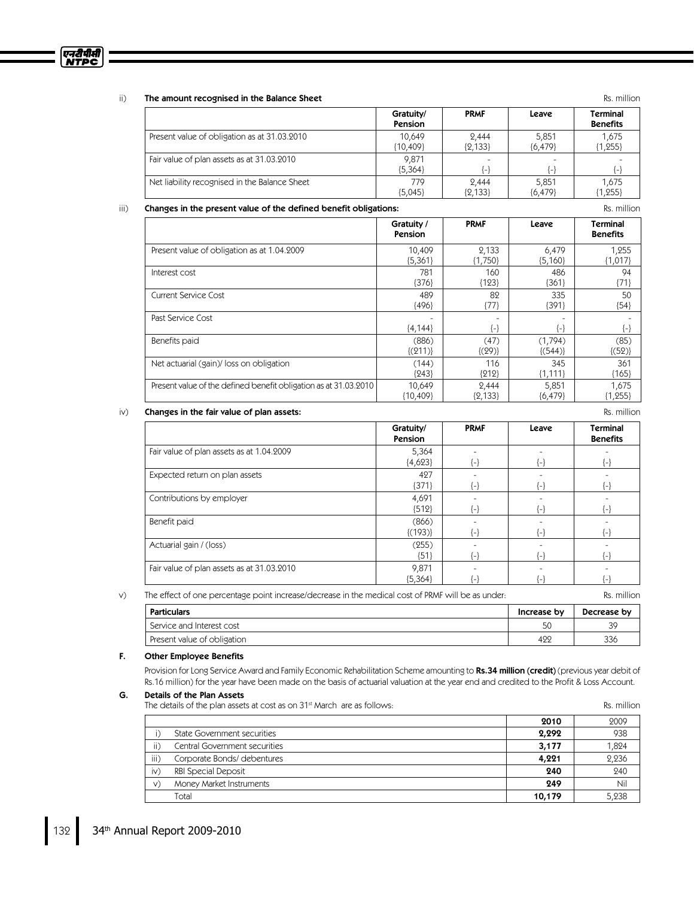ii) **The amount recognised in the Balance Sheet**

Rs. million

| | Gratuity/ Pension | PRMF | Leave | Terminal Benefits |
|---|---|---|---|---|
| Present value of obligation as at 31.03.2010 | 10,649 (10,409) | 2,444 (2,133) | 5,851 (6,479) | 1,675 (1,255) |
| Fair value of plan assets as at 31.03.2010 | 9,871 (5,364) | - (-) | - (-) | - (-) |
| Net liability recognised in the Balance Sheet | 779 (5,045) | 2,444 (2,133) | 5,851 (6,479) | 1,675 (1,255) |

iii) **Changes in the present value of the defined benefit obligations:**

Rs. million

| | Gratuity / Pension | PRMF | Leave | Terminal Benefits |
|---|---|---|---|---|
| Present value of obligation as at 1.04.2009 | 10,409 (5,361) | 2,133 (1,750) | 6,479 (5,160) | 1,255 (1,017) |
| Interest cost | 781 (376) | 160 (123) | 486 (361) | 94 (71) |
| Current Service Cost | 489 (496) | 82 (77) | 335 (391) | 50 (54) |
| Past Service Cost | - (4,144) | - (-) | - (-) | - (-) |
| Benefits paid | (886) ((211)) | (47) ((29)) | (1,794) ((544)) | (85) ((52)) |
| Net actuarial (gain)/ loss on obligation | (144) (243) | 116 (212) | 345 (1,111) | 361 (165) |
| Present value of the defined benefit obligation as at 31.03.2010 | 10,649 (10,409) | 2,444 (2,133) | 5,851 (6,479) | 1,675 (1,255) |

iv) **Changes in the fair value of plan assets:**

Rs. million

| | Gratuity/ Pension | PRMF | Leave | Terminal Benefits |
|---|---|---|---|---|
| Fair value of plan assets as at 1.04.2009 | 5,364 (4,623) | - (-) | - (-) | - (-) |
| Expected return on plan assets | 427 (371) | - (-) | - (-) | - (-) |
| Contributions by employer | 4,691 (512) | - (-) | - (-) | - (-) |
| Benefit paid | (866) ((193)) | - (-) | - (-) | - (-) |
| Actuarial gain / (loss) | (255) (51) | - (-) | - (-) | - (-) |
| Fair value of plan assets as at 31.03.2010 | 9,871 (5,364) | - (-) | - (-) | - (-) |

v) The effect of one percentage point increase/decrease in the medical cost of PRMF will be as under:

Rs. million

| Particulars | Increase by | Decrease by |
|---|---|---|
| Service and Interest cost | 50 | 39 |
| Present value of obligation | 422 | 336 |

### F. Other Employee Benefits

Provision for Long Service Award and Family Economic Rehabilitation Scheme amounting to **Rs.34 million (credit)** (previous year debit of Rs.16 million) for the year have been made on the basis of actuarial valuation at the year end and credited to the Profit & Loss Account.

### G. Details of the Plan Assets

The details of the plan assets at cost as on 31st March are as follows:

Rs. million

| | | 2010 | 2009 |
|---|---|---|---|
| i) | State Government securities | **2,292** | 938 |
| ii) | Central Government securities | **3,177** | 1,824 |
| iii) | Corporate Bonds/ debentures | **4,221** | 2,236 |
| iv) | RBI Special Deposit | **240** | 240 |
| v) | Money Market Instruments | **249** | Nil |
| | Total | **10,179** | 5,238 |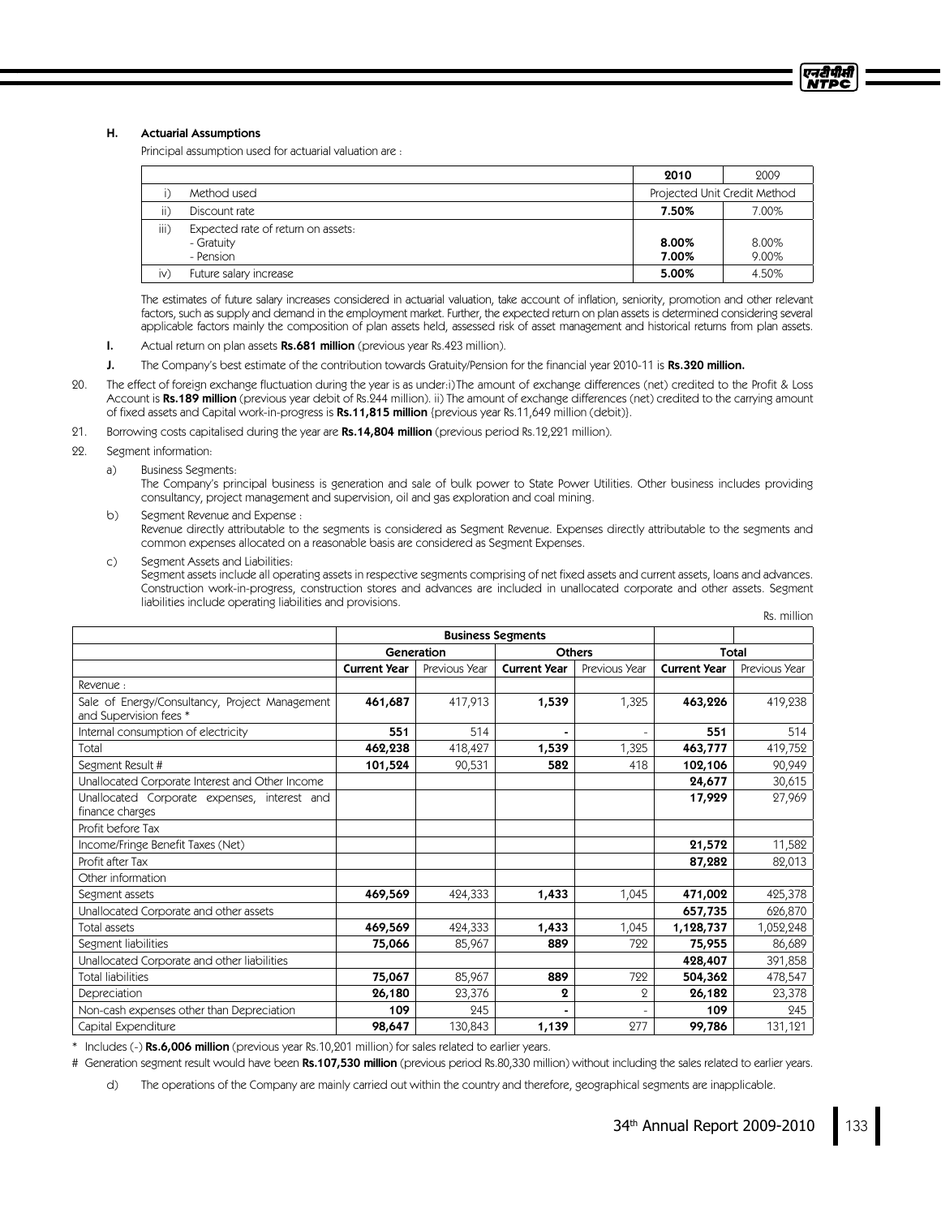### H. Actuarial Assumptions

Principal assumption used for actuarial valuation are :

| | | 2010 | 2009 |
|---|---|---|---|
| i) | Method used | Projected Unit Credit Method | |
| ii) | Discount rate | **7.50%** | 7.00% |
| iii) | Expected rate of return on assets:<br>- Gratuity<br>- Pension | <br>**8.00%**<br>**7.00%** | <br>8.00%<br>9.00% |
| iv) | Future salary increase | **5.00%** | 4.50% |

The estimates of future salary increases considered in actuarial valuation, take account of inflation, seniority, promotion and other relevant factors, such as supply and demand in the employment market. Further, the expected return on plan assets is determined considering several applicable factors mainly the composition of plan assets held, assessed risk of asset management and historical returns from plan assets.

**I.** Actual return on plan assets **Rs.681 million** (previous year Rs.423 million).

**J.** The Company's best estimate of the contribution towards Gratuity/Pension for the financial year 2010-11 is **Rs.320 million.**

20. The effect of foreign exchange fluctuation during the year is as under:i) The amount of exchange differences (net) credited to the Profit & Loss Account is **Rs.189 million** (previous year debit of Rs.244 million). ii) The amount of exchange differences (net) credited to the carrying amount of fixed assets and Capital work-in-progress is **Rs.11,815 million** {previous year Rs.11,649 million (debit)}.

21. Borrowing costs capitalised during the year are **Rs.14,804 million** (previous period Rs.12,221 million).

22. Segment information:

a) Business Segments:
The Company's principal business is generation and sale of bulk power to State Power Utilities. Other business includes providing consultancy, project management and supervision, oil and gas exploration and coal mining.

b) Segment Revenue and Expense :
Revenue directly attributable to the segments is considered as Segment Revenue. Expenses directly attributable to the segments and common expenses allocated on a reasonable basis are considered as Segment Expenses.

c) Segment Assets and Liabilities:
Segment assets include all operating assets in respective segments comprising of net fixed assets and current assets, loans and advances. Construction work-in-progress, construction stores and advances are included in unallocated corporate and other assets. Segment liabilities include operating liabilities and provisions.

Rs. million

| | Business Segments | | | | | |
|---|---|---|---|---|---|---|
| | Generation | | Others | | Total | |
| | Current Year | Previous Year | Current Year | Previous Year | Current Year | Previous Year |
| Revenue : | | | | | | |
| Sale of Energy/Consultancy, Project Management and Supervision fees * | **461,687** | 417,913 | **1,539** | 1,325 | **463,226** | 419,238 |
| Internal consumption of electricity | **551** | 514 | **-** | - | **551** | 514 |
| Total | **462,238** | 418,427 | **1,539** | 1,325 | **463,777** | 419,752 |
| Segment Result # | **101,524** | 90,531 | **582** | 418 | **102,106** | 90,949 |
| Unallocated Corporate Interest and Other Income | | | | | **24,677** | 30,615 |
| Unallocated Corporate expenses, interest and finance charges | | | | | **17,929** | 27,969 |
| Profit before Tax | | | | | | |
| Income/Fringe Benefit Taxes (Net) | | | | | **21,572** | 11,582 |
| Profit after Tax | | | | | **87,282** | 82,013 |
| Other information | | | | | | |
| Segment assets | **469,569** | 424,333 | **1,433** | 1,045 | **471,002** | 425,378 |
| Unallocated Corporate and other assets | | | | | **657,735** | 626,870 |
| Total assets | **469,569** | 424,333 | **1,433** | 1,045 | **1,128,737** | 1,052,248 |
| Segment liabilities | **75,066** | 85,967 | **889** | 722 | **75,955** | 86,689 |
| Unallocated Corporate and other liabilities | | | | | **428,407** | 391,858 |
| Total liabilities | **75,067** | 85,967 | **889** | 722 | **504,362** | 478,547 |
| Depreciation | **26,180** | 23,376 | **2** | 2 | **26,182** | 23,378 |
| Non-cash expenses other than Depreciation | **109** | 245 | **-** | - | **109** | 245 |
| Capital Expenditure | **98,647** | 130,843 | **1,139** | 277 | **99,786** | 131,121 |

\* Includes (-) **Rs.6,006 million** (previous year Rs.10,201 million) for sales related to earlier years.

\# Generation segment result would have been **Rs.107,530 million** (previous period Rs.80,330 million) without including the sales related to earlier years.

d) The operations of the Company are mainly carried out within the country and therefore, geographical segments are inapplicable.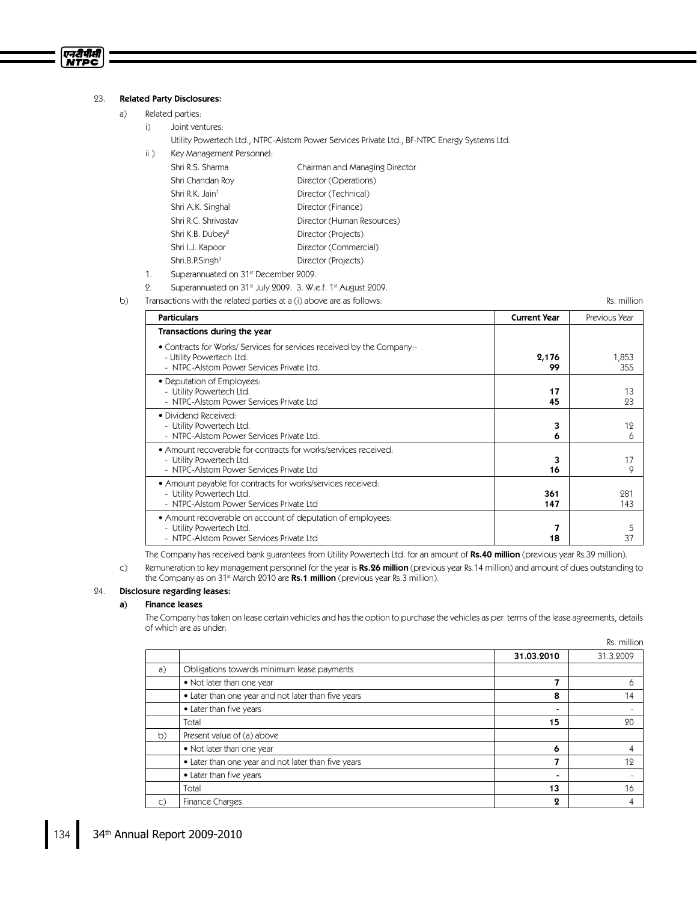## 23. Related Party Disclosures:

a) Related parties:

i) Joint ventures:

Utility Powertech Ltd., NTPC-Alstom Power Services Private Ltd., BF-NTPC Energy Systems Ltd.

ii ) Key Management Personnel:

| | |
|---|---|
| Shri R.S. Sharma | Chairman and Managing Director |
| Shri Chandan Roy | Director (Operations) |
| Shri R.K. Jain[1] | Director (Technical) |
| Shri A.K. Singhal | Director (Finance) |
| Shri R.C. Shrivastav | Director (Human Resources) |
| Shri K.B. Dubey[2] | Director (Projects) |
| Shri I.J. Kapoor | Director (Commercial) |
| Shri.B.P.Singh[3] | Director (Projects) |

1. Superannuated on 31st December 2009.
2. Superannuated on 31st July 2009. 3. W.e.f. 1st August 2009.

b) Transactions with the related parties at a (i) above are as follows:

Rs. million

| Particulars | Current Year | Previous Year |
|---|---|---|
| **Transactions during the year** | | |
| • Contracts for Works/ Services for services received by the Company:- | | |
| - Utility Powertech Ltd. | **2,176** | 1,853 |
| - NTPC-Alstom Power Services Private Ltd. | **99** | 355 |
| • Deputation of Employees: | | |
| - Utility Powertech Ltd. | **17** | 13 |
| - NTPC-Alstom Power Services Private Ltd | **45** | 23 |
| • Dividend Received: | | |
| - Utility Powertech Ltd. | **3** | 12 |
| - NTPC-Alstom Power Services Private Ltd. | **6** | 6 |
| • Amount recoverable for contracts for works/services received: | | |
| - Utility Powertech Ltd. | **3** | 17 |
| - NTPC-Alstom Power Services Private Ltd | **16** | 9 |
| • Amount payable for contracts for works/services received: | | |
| - Utility Powertech Ltd. | **361** | 281 |
| - NTPC-Alstom Power Services Private Ltd | **147** | 143 |
| • Amount recoverable on account of deputation of employees: | | |
| - Utility Powertech Ltd. | **7** | 5 |
| - NTPC-Alstom Power Services Private Ltd | **18** | 37 |

The Company has received bank guarantees from Utility Powertech Ltd. for an amount of **Rs.40 million** (previous year Rs.39 million).

c) Remuneration to key management personnel for the year is **Rs.26 million** (previous year Rs.14 million) and amount of dues outstanding to the Company as on 31st March 2010 are **Rs.1 million** (previous year Rs.3 million).

## 24. Disclosure regarding leases:

### a) Finance leases

The Company has taken on lease certain vehicles and has the option to purchase the vehicles as per terms of the lease agreements, details of which are as under:

Rs. million

| | | 31.03.2010 | 31.3.2009 |
|---|---|---|---|
| a) | Obligations towards minimum lease payments | | |
| | • Not later than one year | **7** | 6 |
| | • Later than one year and not later than five years | **8** | 14 |
| | • Later than five years | **-** | - |
| | Total | **15** | 20 |
| b) | Present value of (a) above | | |
| | • Not later than one year | **6** | 4 |
| | • Later than one year and not later than five years | **7** | 12 |
| | • Later than five years | **-** | - |
| | Total | **13** | 16 |
| c) | Finance Charges | **2** | 4 |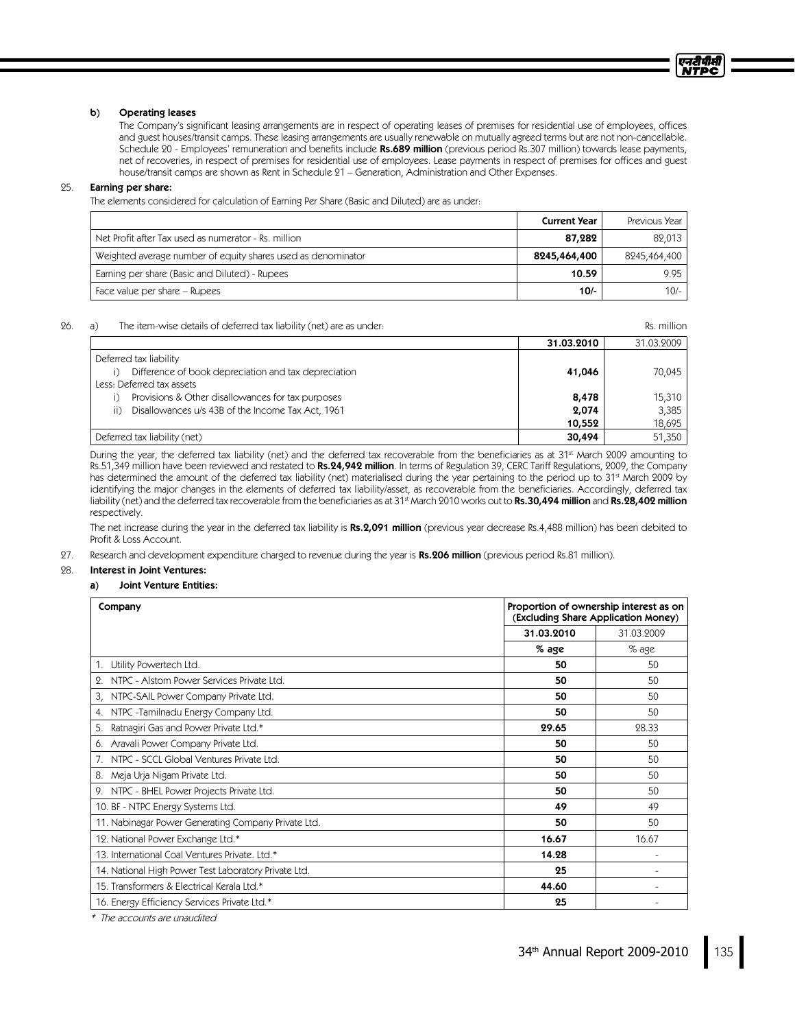**b) Operating leases**

The Company's significant leasing arrangements are in respect of operating leases of premises for residential use of employees, offices and guest houses/transit camps. These leasing arrangements are usually renewable on mutually agreed terms but are not non-cancellable. Schedule 20 - Employees' remuneration and benefits include **Rs.689 million** (previous period Rs.307 million) towards lease payments, net of recoveries, in respect of premises for residential use of employees. Lease payments in respect of premises for offices and guest house/transit camps are shown as Rent in Schedule 21 – Generation, Administration and Other Expenses.

25. **Earning per share:**

The elements considered for calculation of Earning Per Share (Basic and Diluted) are as under:

| | **Current Year** | Previous Year |
|---|---|---|
| Net Profit after Tax used as numerator - Rs. million | **87,282** | 82,013 |
| Weighted average number of equity shares used as denominator | **8245,464,400** | 8245,464,400 |
| Earning per share (Basic and Diluted) - Rupees | **10.59** | 9.95 |
| Face value per share – Rupees | **10/-** | 10/- |

26. a) The item-wise details of deferred tax liability (net) are as under: Rs. million

| | **31.03.2010** | 31.03.2009 |
|---|---|---|
| Deferred tax liability | | |
| i) Difference of book depreciation and tax depreciation | **41,046** | 70,045 |
| Less: Deferred tax assets | | |
| i) Provisions & Other disallowances for tax purposes | **8,478** | 15,310 |
| ii) Disallowances u/s 43B of the Income Tax Act, 1961 | **2,074** | 3,385 |
| | **10,552** | 18,695 |
| Deferred tax liability (net) | **30,494** | 51,350 |

During the year, the deferred tax liability (net) and the deferred tax recoverable from the beneficiaries as at 31st March 2009 amounting to Rs.51,349 million have been reviewed and restated to **Rs.24,942 million**. In terms of Regulation 39, CERC Tariff Regulations, 2009, the Company has determined the amount of the deferred tax liability (net) materialised during the year pertaining to the period up to 31st March 2009 by identifying the major changes in the elements of deferred tax liability/asset, as recoverable from the beneficiaries. Accordingly, deferred tax liability (net) and the deferred tax recoverable from the beneficiaries as at 31st March 2010 works out to **Rs.30,494 million** and **Rs.28,402 million** respectively.

The net increase during the year in the deferred tax liability is **Rs.2,091 million** (previous year decrease Rs.4,488 million) has been debited to Profit & Loss Account.

27. Research and development expenditure charged to revenue during the year is **Rs.206 million** (previous period Rs.81 million).

28. **Interest in Joint Ventures:**

**a) Joint Venture Entities:**

| Company | Proportion of ownership interest as on (Excluding Share Application Money) | |
|---|---|---|
| | **31.03.2010** | 31.03.2009 |
| | **% age** | % age |
| 1. Utility Powertech Ltd. | **50** | 50 |
| 2. NTPC - Alstom Power Services Private Ltd. | **50** | 50 |
| 3, NTPC-SAIL Power Company Private Ltd. | **50** | 50 |
| 4. NTPC -Tamilnadu Energy Company Ltd. | **50** | 50 |
| 5. Ratnagiri Gas and Power Private Ltd.* | **29.65** | 28.33 |
| 6. Aravali Power Company Private Ltd. | **50** | 50 |
| 7. NTPC - SCCL Global Ventures Private Ltd. | **50** | 50 |
| 8. Meja Urja Nigam Private Ltd. | **50** | 50 |
| 9. NTPC - BHEL Power Projects Private Ltd. | **50** | 50 |
| 10. BF - NTPC Energy Systems Ltd. | **49** | 49 |
| 11. Nabinagar Power Generating Company Private Ltd. | **50** | 50 |
| 12. National Power Exchange Ltd.* | **16.67** | 16.67 |
| 13. International Coal Ventures Private. Ltd.* | **14.28** | - |
| 14. National High Power Test Laboratory Private Ltd. | **25** | - |
| 15. Transformers & Electrical Kerala Ltd.* | **44.60** | - |
| 16. Energy Efficiency Services Private Ltd.* | **25** | - |

*\* The accounts are unaudited*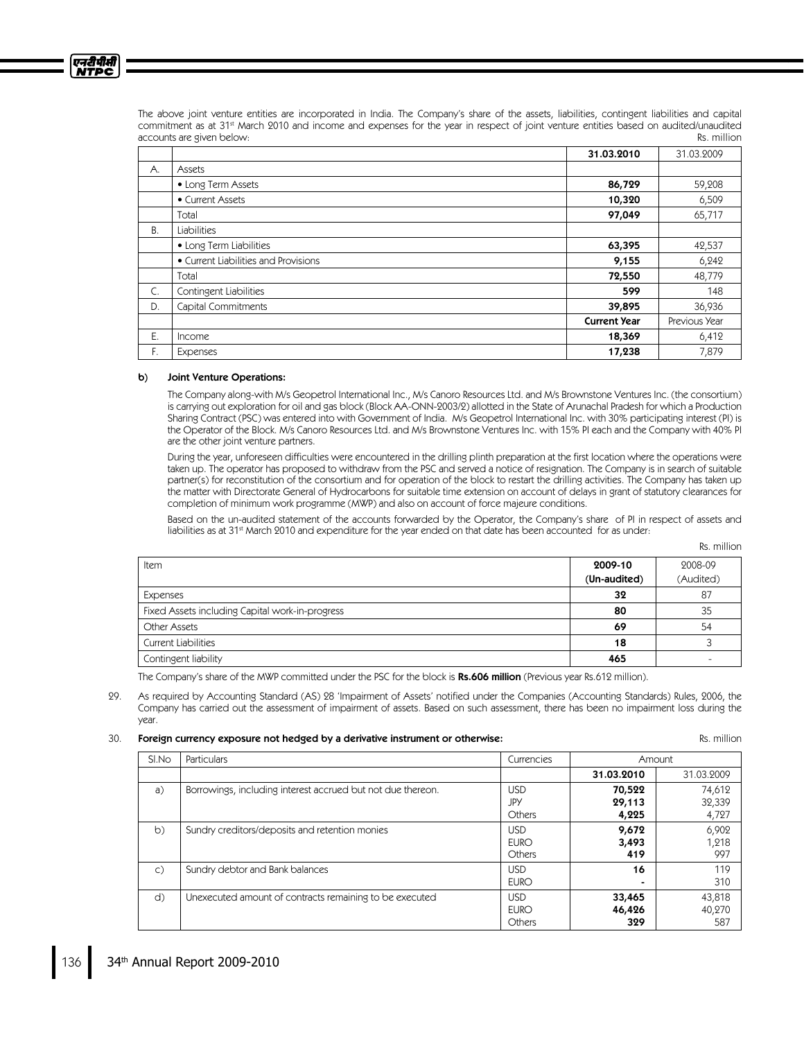The above joint venture entities are incorporated in India. The Company's share of the assets, liabilities, contingent liabilities and capital commitment as at 31st March 2010 and income and expenses for the year in respect of joint venture entities based on audited/unaudited accounts are given below:

Rs. million

| | | 31.03.2010 | 31.03.2009 |
|---|---|---|---|
| A. | Assets | | |
| | • Long Term Assets | **86,729** | 59,208 |
| | • Current Assets | **10,320** | 6,509 |
| | Total | **97,049** | 65,717 |
| B. | Liabilities | | |
| | • Long Term Liabilities | **63,395** | 42,537 |
| | • Current Liabilities and Provisions | **9,155** | 6,242 |
| | Total | **72,550** | 48,779 |
| C. | Contingent Liabilities | **599** | 148 |
| D. | Capital Commitments | **39,895** | 36,936 |
| | | **Current Year** | Previous Year |
| E. | Income | **18,369** | 6,412 |
| F. | Expenses | **17,238** | 7,879 |

**b) Joint Venture Operations:**

The Company along-with M/s Geopetrol International Inc., M/s Canoro Resources Ltd. and M/s Brownstone Ventures Inc. (the consortium) is carrying out exploration for oil and gas block (Block AA-ONN-2003/2) allotted in the State of Arunachal Pradesh for which a Production Sharing Contract (PSC) was entered into with Government of India. M/s Geopetrol International Inc. with 30% participating interest (PI) is the Operator of the Block. M/s Canoro Resources Ltd. and M/s Brownstone Ventures Inc. with 15% PI each and the Company with 40% PI are the other joint venture partners.

During the year, unforeseen difficulties were encountered in the drilling plinth preparation at the first location where the operations were taken up. The operator has proposed to withdraw from the PSC and served a notice of resignation. The Company is in search of suitable partner(s) for reconstitution of the consortium and for operation of the block to restart the drilling activities. The Company has taken up the matter with Directorate General of Hydrocarbons for suitable time extension on account of delays in grant of statutory clearances for completion of minimum work programme (MWP) and also on account of force majeure conditions.

Based on the un-audited statement of the accounts forwarded by the Operator, the Company's share of PI in respect of assets and liabilities as at 31st March 2010 and expenditure for the year ended on that date has been accounted for as under:

Rs. million

| Item | 2009-10 (Un-audited) | 2008-09 (Audited) |
|---|---|---|
| Expenses | **32** | 87 |
| Fixed Assets including Capital work-in-progress | **80** | 35 |
| Other Assets | **69** | 54 |
| Current Liabilities | **18** | 3 |
| Contingent liability | **465** | - |

The Company's share of the MWP committed under the PSC for the block is **Rs.606 million** (Previous year Rs.612 million).

29. As required by Accounting Standard (AS) 28 'Impairment of Assets' notified under the Companies (Accounting Standards) Rules, 2006, the Company has carried out the assessment of impairment of assets. Based on such assessment, there has been no impairment loss during the year.

30. **Foreign currency exposure not hedged by a derivative instrument or otherwise:**

Rs. million

| Sl.No | Particulars | Currencies | Amount | |
|---|---|---|---|---|
| | | | **31.03.2010** | 31.03.2009 |
| a) | Borrowings, including interest accrued but not due thereon. | USD<br>JPY<br>Others | **70,522**<br>**29,113**<br>**4,225** | 74,612<br>32,339<br>4,727 |
| b) | Sundry creditors/deposits and retention monies | USD<br>EURO<br>Others | **9,672**<br>**3,493**<br>**419** | 6,902<br>1,218<br>997 |
| c) | Sundry debtor and Bank balances | USD<br>EURO | **16**<br>**-** | 119<br>310 |
| d) | Unexecuted amount of contracts remaining to be executed | USD<br>EURO<br>Others | **33,465**<br>**46,426**<br>**329** | 43,818<br>40,270<br>587 |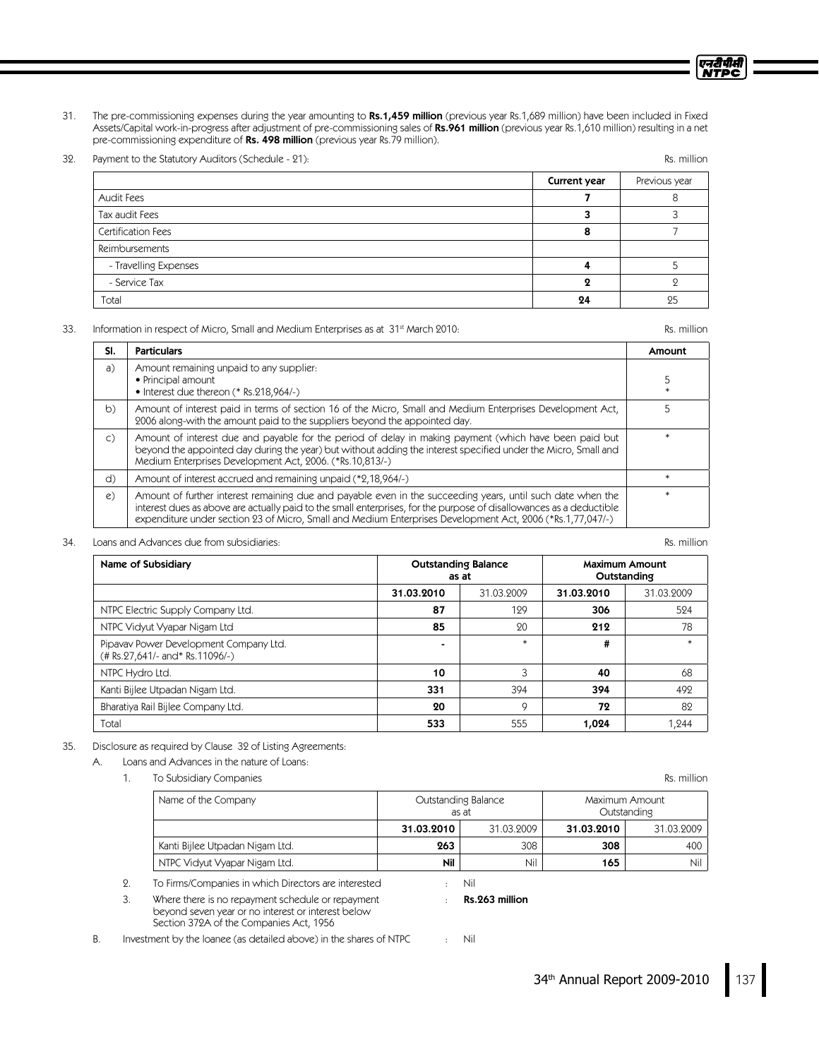31. The pre-commissioning expenses during the year amounting to **Rs.1,459 million** (previous year Rs.1,689 million) have been included in Fixed Assets/Capital work-in-progress after adjustment of pre-commissioning sales of **Rs.961 million** (previous year Rs.1,610 million) resulting in a net pre-commissioning expenditure of **Rs. 498 million** (previous year Rs.79 million).

32. Payment to the Statutory Auditors (Schedule - 21):

Rs. million

| | **Current year** | Previous year |
|---|---|---|
| Audit Fees | **7** | 8 |
| Tax audit Fees | **3** | 3 |
| Certification Fees | **8** | 7 |
| Reimbursements | | |
| - Travelling Expenses | **4** | 5 |
| - Service Tax | **2** | 2 |
| Total | **24** | 25 |

33. Information in respect of Micro, Small and Medium Enterprises as at 31st March 2010:

Rs. million

| **Sl.** | **Particulars** | **Amount** |
|---|---|---|
| a) | Amount remaining unpaid to any supplier:<br>• Principal amount<br>• Interest due thereon (* Rs.218,964/-) | 5<br>* |
| b) | Amount of interest paid in terms of section 16 of the Micro, Small and Medium Enterprises Development Act, 2006 along-with the amount paid to the suppliers beyond the appointed day. | 5 |
| c) | Amount of interest due and payable for the period of delay in making payment (which have been paid but beyond the appointed day during the year) but without adding the interest specified under the Micro, Small and Medium Enterprises Development Act, 2006. (*Rs.10,813/-) | * |
| d) | Amount of interest accrued and remaining unpaid (*2,18,964/-) | * |
| e) | Amount of further interest remaining due and payable even in the succeeding years, until such date when the interest dues as above are actually paid to the small enterprises, for the purpose of disallowances as a deductible expenditure under section 23 of Micro, Small and Medium Enterprises Development Act, 2006 (*Rs.1,77,047/-) | * |

34. Loans and Advances due from subsidiaries:

Rs. million

| **Name of Subsidiary** | **Outstanding Balance as at** | | **Maximum Amount Outstanding** | |
|---|---|---|---|---|
| | **31.03.2010** | 31.03.2009 | **31.03.2010** | 31.03.2009 |
| NTPC Electric Supply Company Ltd. | **87** | 129 | **306** | 524 |
| NTPC Vidyut Vyapar Nigam Ltd | **85** | 20 | **212** | 78 |
| Pipavav Power Development Company Ltd. (# Rs.27,641/- and* Rs.11096/-) | **-** | * | **#** | * |
| NTPC Hydro Ltd. | **10** | 3 | **40** | 68 |
| Kanti Bijlee Utpadan Nigam Ltd. | **331** | 394 | **394** | 492 |
| Bharatiya Rail Bijlee Company Ltd. | **20** | 9 | **72** | 82 |
| Total | **533** | 555 | **1,024** | 1,244 |

35. Disclosure as required by Clause 32 of Listing Agreements:

A. Loans and Advances in the nature of Loans:

1. To Subsidiary Companies

Rs. million

| Name of the Company | Outstanding Balance as at | | Maximum Amount Outstanding | |
|---|---|---|---|---|
| | **31.03.2010** | 31.03.2009 | **31.03.2010** | 31.03.2009 |
| Kanti Bijlee Utpadan Nigam Ltd. | **263** | 308 | **308** | 400 |
| NTPC Vidyut Vyapar Nigam Ltd. | **Nil** | Nil | **165** | Nil |

2. To Firms/Companies in which Directors are interested : Nil

3. Where there is no repayment schedule or repayment beyond seven year or no interest or interest below Section 372A of the Companies Act, 1956 : **Rs.263 million**

B. Investment by the loanee (as detailed above) in the shares of NTPC : Nil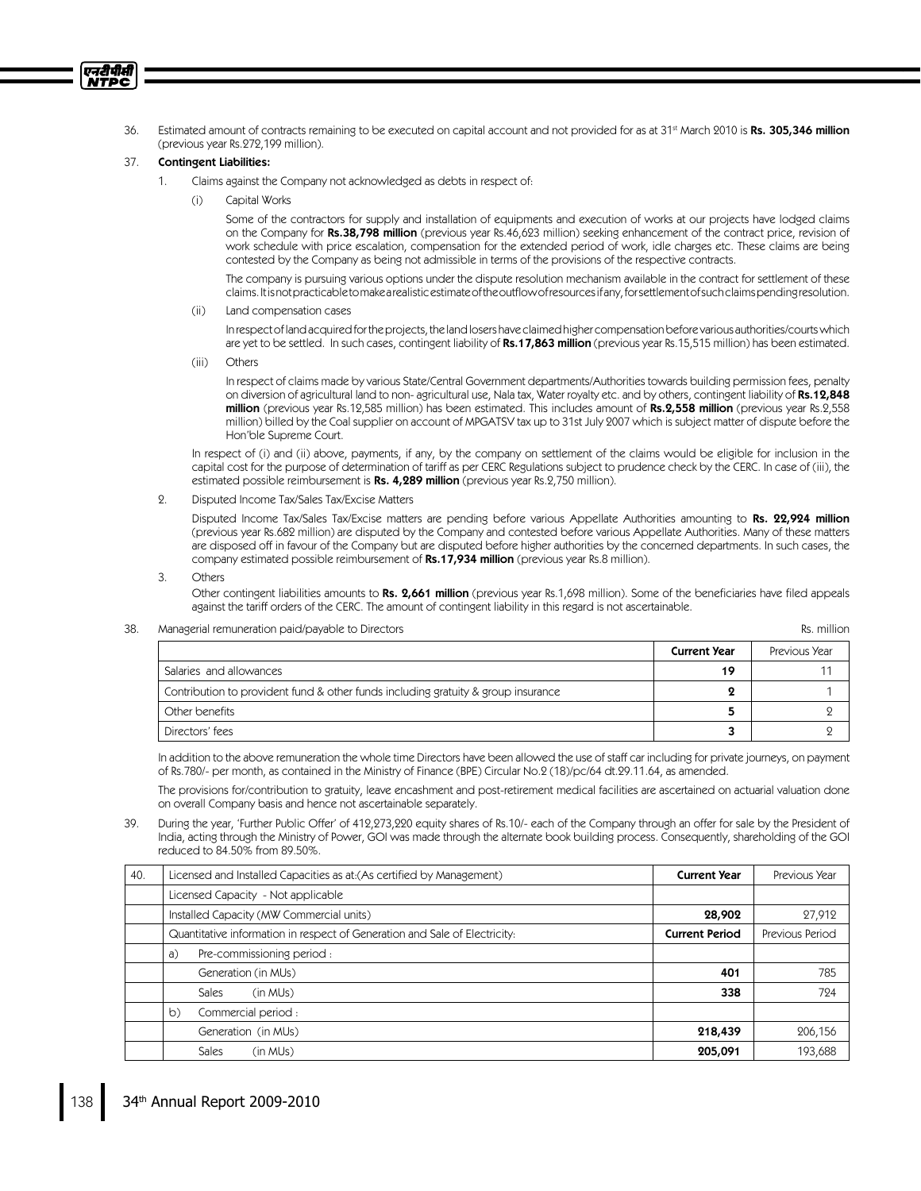36. Estimated amount of contracts remaining to be executed on capital account and not provided for as at 31st March 2010 is **Rs. 305,346 million** (previous year Rs.272,199 million).

37. **Contingent Liabilities:**

   1. Claims against the Company not acknowledged as debts in respect of:

      (i) Capital Works

      Some of the contractors for supply and installation of equipments and execution of works at our projects have lodged claims on the Company for **Rs.38,798 million** (previous year Rs.46,623 million) seeking enhancement of the contract price, revision of work schedule with price escalation, compensation for the extended period of work, idle charges etc. These claims are being contested by the Company as being not admissible in terms of the provisions of the respective contracts.

      The company is pursuing various options under the dispute resolution mechanism available in the contract for settlement of these claims. It is not practicable to make a realistic estimate of the outflow of resources if any, for settlement of such claims pending resolution.

      (ii) Land compensation cases

      In respect of land acquired for the projects, the land losers have claimed higher compensation before various authorities/courts which are yet to be settled. In such cases, contingent liability of **Rs.17,863 million** (previous year Rs.15,515 million) has been estimated.

      (iii) Others

      In respect of claims made by various State/Central Government departments/Authorities towards building permission fees, penalty on diversion of agricultural land to non- agricultural use, Nala tax, Water royalty etc. and by others, contingent liability of **Rs.12,848 million** (previous year Rs.12,585 million) has been estimated. This includes amount of **Rs.2,558 million** (previous year Rs.2,558 million) billed by the Coal supplier on account of MPGATSV tax up to 31st July 2007 which is subject matter of dispute before the Hon'ble Supreme Court.

      In respect of (i) and (ii) above, payments, if any, by the company on settlement of the claims would be eligible for inclusion in the capital cost for the purpose of determination of tariff as per CERC Regulations subject to prudence check by the CERC. In case of (iii), the estimated possible reimbursement is **Rs. 4,289 million** (previous year Rs.2,750 million).

   2. Disputed Income Tax/Sales Tax/Excise Matters

      Disputed Income Tax/Sales Tax/Excise matters are pending before various Appellate Authorities amounting to **Rs. 22,924 million** (previous year Rs.682 million) are disputed by the Company and contested before various Appellate Authorities. Many of these matters are disposed off in favour of the Company but are disputed before higher authorities by the concerned departments. In such cases, the company estimated possible reimbursement of **Rs.17,934 million** (previous year Rs.8 million).

   3. Others

      Other contingent liabilities amounts to **Rs. 2,661 million** (previous year Rs.1,698 million). Some of the beneficiaries have filed appeals against the tariff orders of the CERC. The amount of contingent liability in this regard is not ascertainable.

38. Managerial remuneration paid/payable to Directors

Rs. million

| | **Current Year** | Previous Year |
|---|---|---|
| Salaries and allowances | **19** | 11 |
| Contribution to provident fund & other funds including gratuity & group insurance | **2** | 1 |
| Other benefits | **5** | 2 |
| Directors' fees | **3** | 2 |

In addition to the above remuneration the whole time Directors have been allowed the use of staff car including for private journeys, on payment of Rs.780/- per month, as contained in the Ministry of Finance (BPE) Circular No.2 (18)/pc/64 dt.29.11.64, as amended.

The provisions for/contribution to gratuity, leave encashment and post-retirement medical facilities are ascertained on actuarial valuation done on overall Company basis and hence not ascertainable separately.

39. During the year, 'Further Public Offer' of 412,273,220 equity shares of Rs.10/- each of the Company through an offer for sale by the President of India, acting through the Ministry of Power, GOI was made through the alternate book building process. Consequently, shareholding of the GOI reduced to 84.50% from 89.50%.

| 40. | Licensed and Installed Capacities as at:(As certified by Management) | **Current Year** | Previous Year |
|---|---|---|---|
| | Licensed Capacity - Not applicable | | |
| | Installed Capacity (MW Commercial units) | **28,902** | 27,912 |
| | Quantitative information in respect of Generation and Sale of Electricity: | **Current Period** | Previous Period |
| | a) Pre-commissioning period : | | |
| | Generation (in MUs) | **401** | 785 |
| | Sales (in MUs) | **338** | 724 |
| | b) Commercial period : | | |
| | Generation (in MUs) | **218,439** | 206,156 |
| | Sales (in MUs) | **205,091** | 193,688 |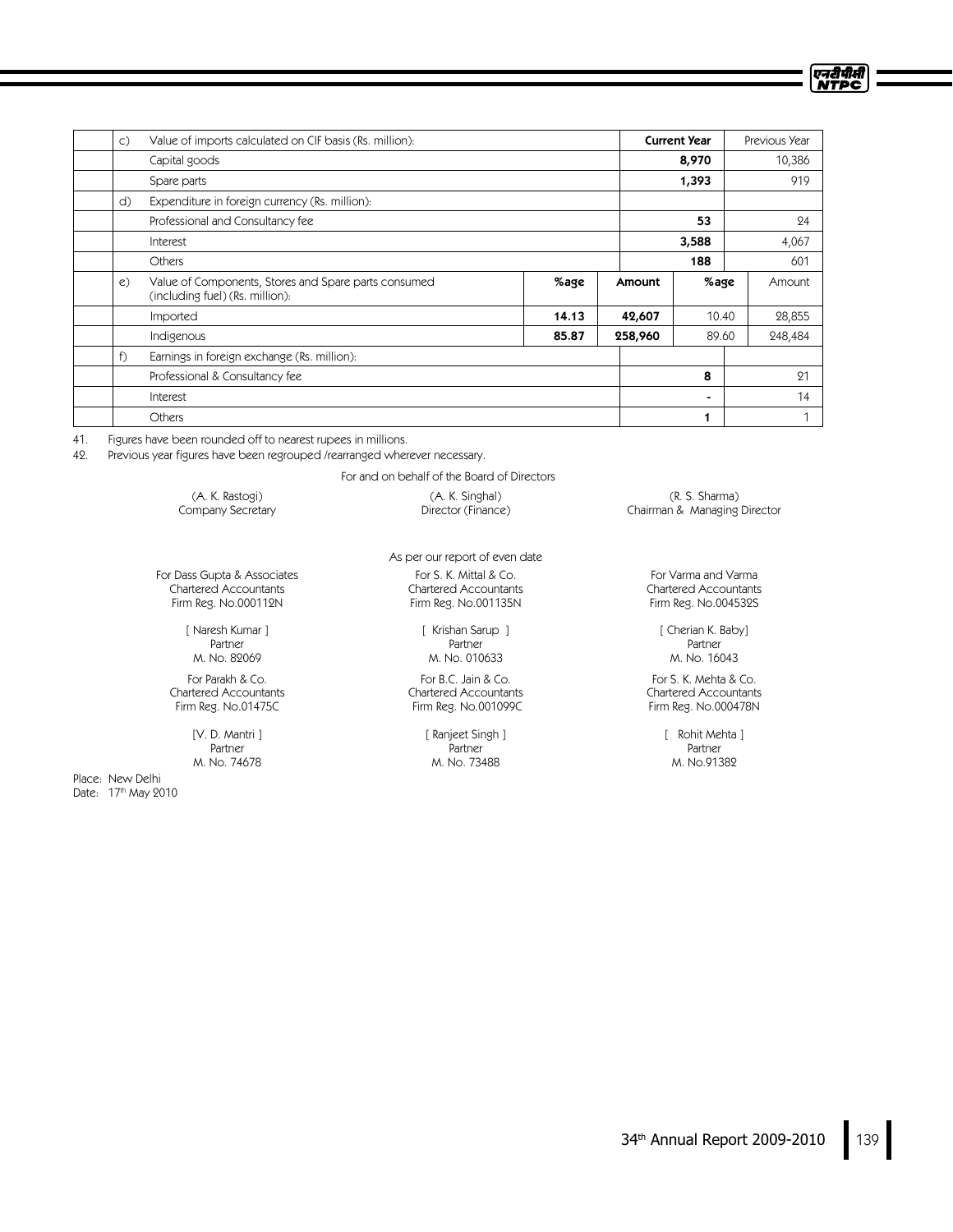| | | | | | | |
|---|---|---|---|---|---|---|
| c) | Value of imports calculated on CIF basis (Rs. million): | | | **Current Year** | | Previous Year |
| | Capital goods | | | **8,970** | | 10,386 |
| | Spare parts | | | **1,393** | | 919 |
| d) | Expenditure in foreign currency (Rs. million): | | | | | |
| | Professional and Consultancy fee | | | **53** | | 24 |
| | Interest | | | **3,588** | | 4,067 |
| | Others | | | **188** | | 601 |
| e) | Value of Components, Stores and Spare parts consumed (including fuel) (Rs. million): | **%age** | **Amount** | | %age | Amount |
| | Imported | **14.13** | **42,607** | | 10.40 | 28,855 |
| | Indigenous | **85.87** | **258,960** | | 89.60 | 248,484 |
| f) | Earnings in foreign exchange (Rs. million): | | | | | |
| | Professional & Consultancy fee | | | **8** | | 21 |
| | Interest | | | **-** | | 14 |
| | Others | | | **1** | | 1 |

41. Figures have been rounded off to nearest rupees in millions.

42. Previous year figures have been regrouped /rearranged wherever necessary.

For and on behalf of the Board of Directors

(A. K. Rastogi)
Company Secretary

(A. K. Singhal)
Director (Finance)

(R. S. Sharma)
Chairman & Managing Director

As per our report of even date

For Dass Gupta & Associates
Chartered Accountants
Firm Reg. No.000112N

[ Naresh Kumar ]
Partner
M. No. 82069

For S. K. Mittal & Co.
Chartered Accountants
Firm Reg. No.001135N

[ Krishan Sarup ]
Partner
M. No. 010633

For Varma and Varma
Chartered Accountants
Firm Reg. No.004532S

[ Cherian K. Baby]
Partner
M. No. 16043

For Parakh & Co.
Chartered Accountants
Firm Reg. No.01475C

[V. D. Mantri ]
Partner
M. No. 74678

For B.C. Jain & Co.
Chartered Accountants
Firm Reg. No.001099C

[ Ranjeet Singh ]
Partner
M. No. 73488

For S. K. Mehta & Co.
Chartered Accountants
Firm Reg. No.000478N

[ Rohit Mehta ]
Partner
M. No.91382

Place: New Delhi
Date: 17th May 2010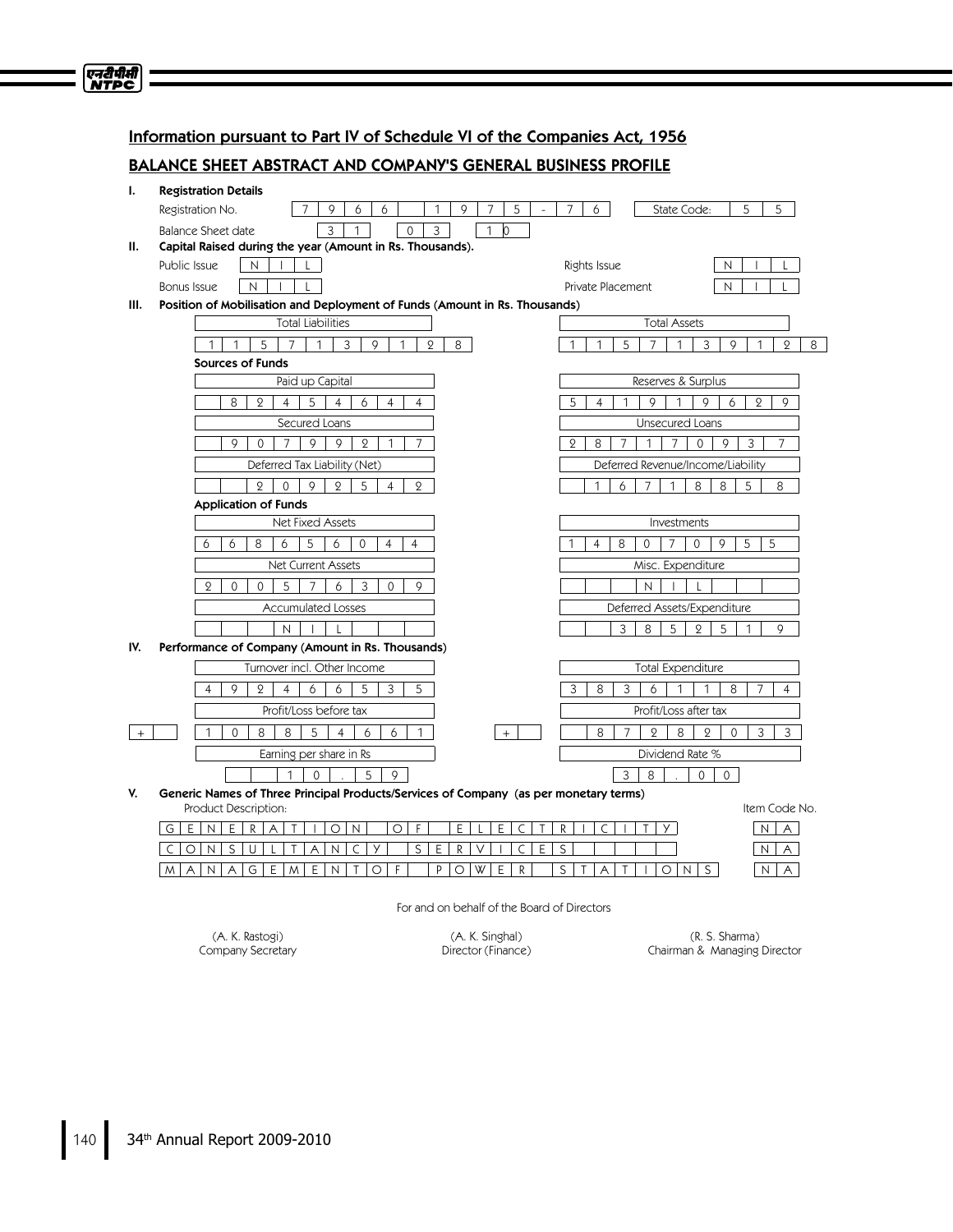## Information pursuant to Part IV of Schedule VI of the Companies Act, 1956

## BALANCE SHEET ABSTRACT AND COMPANY'S GENERAL BUSINESS PROFILE

**I. Registration Details**

| | | | |
|---|---|---|---|
| Registration No. | 7966 1975-76 | State Code: | 55 |
| Balance Sheet date | 31 03 10 | | |

**II. Capital Raised during the year (Amount in Rs. Thousands).**

| | | | |
|---|---|---|---|
| Public Issue | NIL | Rights Issue | NIL |
| Bonus Issue | NIL | Private Placement | NIL |

**III. Position of Mobilisation and Deployment of Funds (Amount in Rs. Thousands)**

| Total Liabilities | Total Assets |
|---|---|
| 1157139128 | 1157139128 |

**Sources of Funds**

| | |
|---|---|
| Paid up Capital | Reserves & Surplus |
| 82454644 | 541919629 |
| Secured Loans | Unsecured Loans |
| 90799217 | 287170937 |
| Deferred Tax Liability (Net) | Deferred Revenue/Income/Liability |
| 2092542 | 16718858 |

**Application of Funds**

| | |
|---|---|
| Net Fixed Assets | Investments |
| 668656044 | 148070955 |
| Net Current Assets | Misc. Expenditure |
| 200576309 | NIL |
| Accumulated Losses | Deferred Assets/Expenditure |
| NIL | 3852519 |

**IV. Performance of Company (Amount in Rs. Thousands)**

| | |
|---|---|
| Turnover incl. Other Income | Total Expenditure |
| 492466535 | 383611874 |
| Profit/Loss before tax | Profit/Loss after tax |
| + 108854661 | + 87282033 |
| Earning per share in Rs | Dividend Rate % |
| 10.59 | 38.00 |

**V. Generic Names of Three Principal Products/Services of Company (as per monetary terms)**

| Product Description: | Item Code No. |
|---|---|
| GENERATION OF ELECTRICITY | NA |
| CONSULTANCY SERVICES | NA |
| MANAGEMENT OF POWER STATIONS | NA |

For and on behalf of the Board of Directors

| | | |
|---|---|---|
| (A. K. Rastogi) | (A. K. Singhal) | (R. S. Sharma) |
| Company Secretary | Director (Finance) | Chairman & Managing Director |